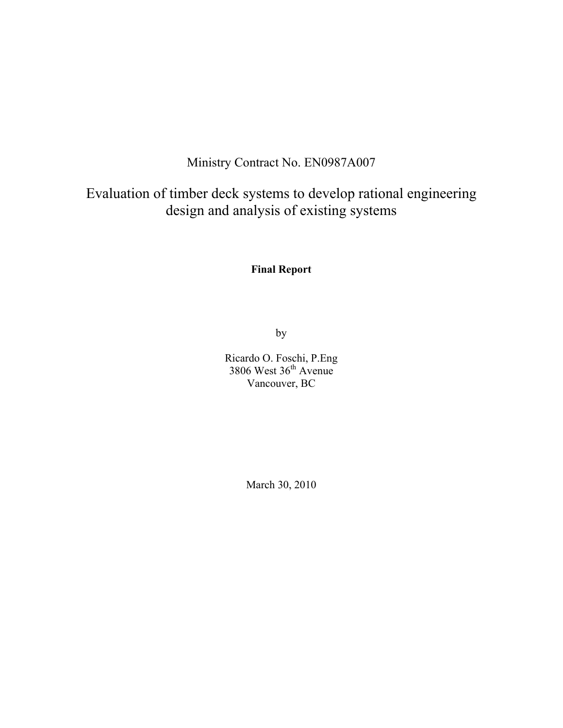Ministry Contract No. EN0987A007

# Evaluation of timber deck systems to develop rational engineering design and analysis of existing systems

**Final Report**

by

Ricardo O. Foschi, P.Eng
3806 West 36th Avenue
Vancouver, BC

March 30, 2010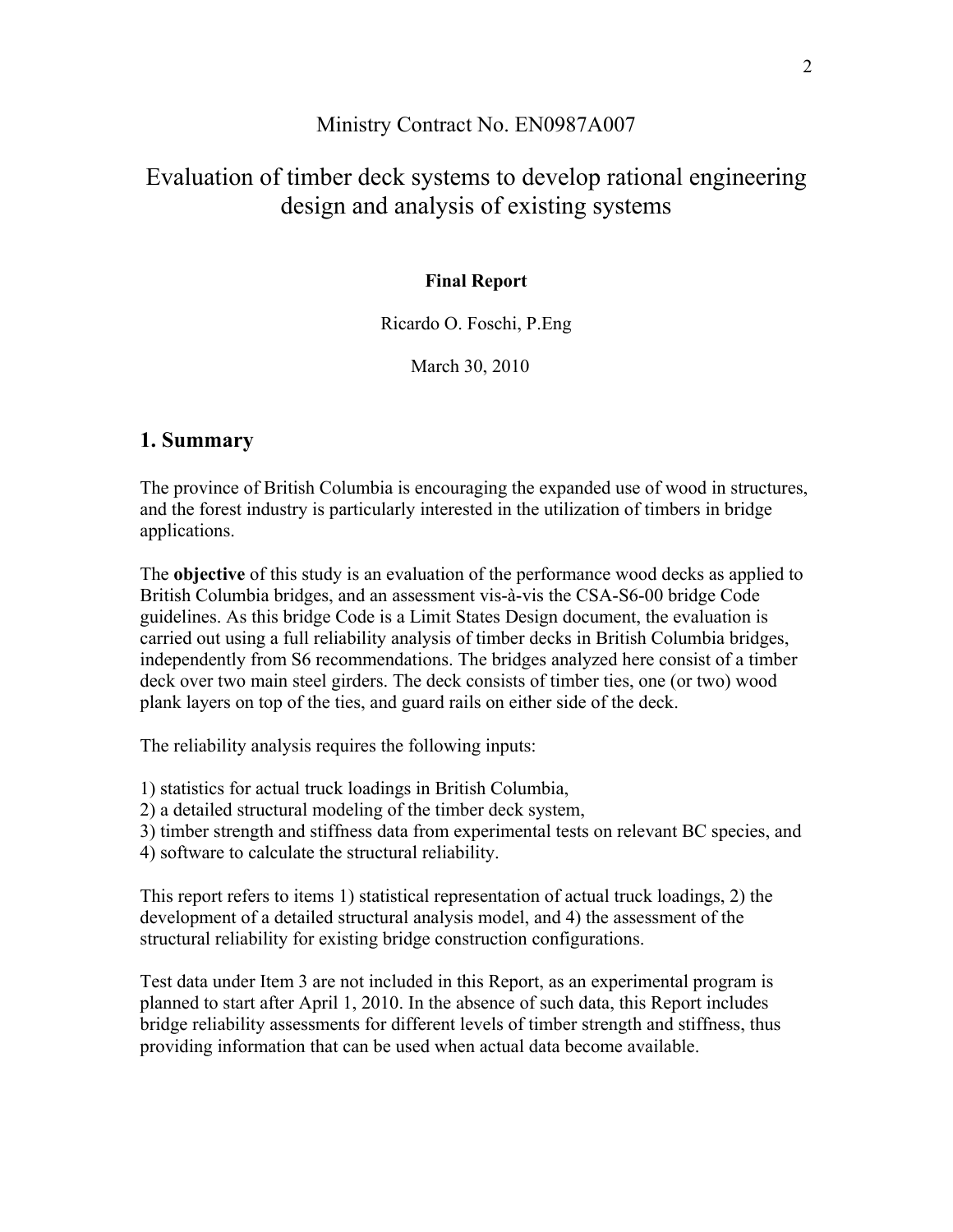Ministry Contract No. EN0987A007

# Evaluation of timber deck systems to develop rational engineering design and analysis of existing systems

**Final Report**

Ricardo O. Foschi, P.Eng

March 30, 2010

## 1. Summary

The province of British Columbia is encouraging the expanded use of wood in structures, and the forest industry is particularly interested in the utilization of timbers in bridge applications.

The **objective** of this study is an evaluation of the performance wood decks as applied to British Columbia bridges, and an assessment vis-à-vis the CSA-S6-00 bridge Code guidelines. As this bridge Code is a Limit States Design document, the evaluation is carried out using a full reliability analysis of timber decks in British Columbia bridges, independently from S6 recommendations. The bridges analyzed here consist of a timber deck over two main steel girders. The deck consists of timber ties, one (or two) wood plank layers on top of the ties, and guard rails on either side of the deck.

The reliability analysis requires the following inputs:

1) statistics for actual truck loadings in British Columbia,
2) a detailed structural modeling of the timber deck system,
3) timber strength and stiffness data from experimental tests on relevant BC species, and
4) software to calculate the structural reliability.

This report refers to items 1) statistical representation of actual truck loadings, 2) the development of a detailed structural analysis model, and 4) the assessment of the structural reliability for existing bridge construction configurations.

Test data under Item 3 are not included in this Report, as an experimental program is planned to start after April 1, 2010. In the absence of such data, this Report includes bridge reliability assessments for different levels of timber strength and stiffness, thus providing information that can be used when actual data become available.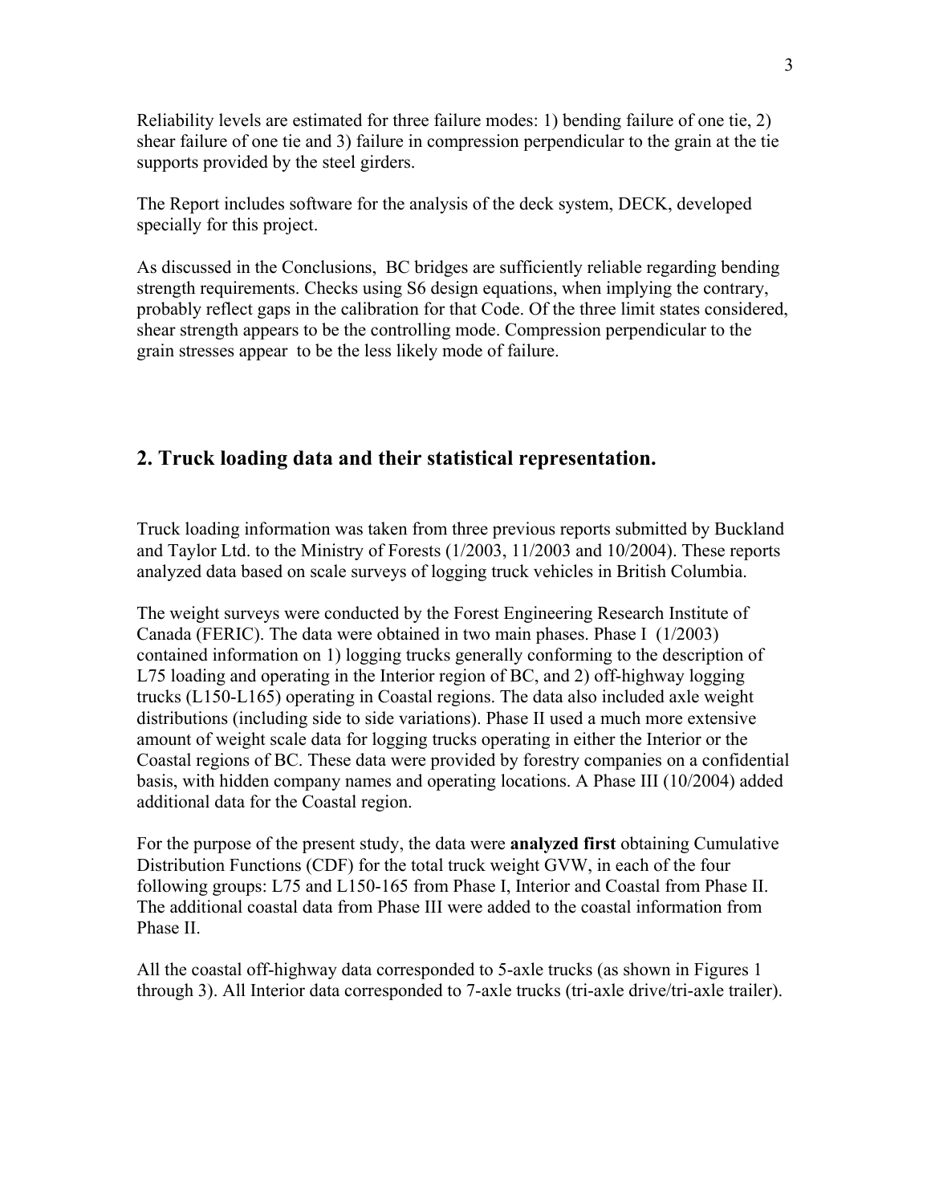Reliability levels are estimated for three failure modes: 1) bending failure of one tie, 2) shear failure of one tie and 3) failure in compression perpendicular to the grain at the tie supports provided by the steel girders.

The Report includes software for the analysis of the deck system, DECK, developed specially for this project.

As discussed in the Conclusions, BC bridges are sufficiently reliable regarding bending strength requirements. Checks using S6 design equations, when implying the contrary, probably reflect gaps in the calibration for that Code. Of the three limit states considered, shear strength appears to be the controlling mode. Compression perpendicular to the grain stresses appear to be the less likely mode of failure.

## 2. Truck loading data and their statistical representation.

Truck loading information was taken from three previous reports submitted by Buckland and Taylor Ltd. to the Ministry of Forests (1/2003, 11/2003 and 10/2004). These reports analyzed data based on scale surveys of logging truck vehicles in British Columbia.

The weight surveys were conducted by the Forest Engineering Research Institute of Canada (FERIC). The data were obtained in two main phases. Phase I (1/2003) contained information on 1) logging trucks generally conforming to the description of L75 loading and operating in the Interior region of BC, and 2) off-highway logging trucks (L150-L165) operating in Coastal regions. The data also included axle weight distributions (including side to side variations). Phase II used a much more extensive amount of weight scale data for logging trucks operating in either the Interior or the Coastal regions of BC. These data were provided by forestry companies on a confidential basis, with hidden company names and operating locations. A Phase III (10/2004) added additional data for the Coastal region.

For the purpose of the present study, the data were **analyzed first** obtaining Cumulative Distribution Functions (CDF) for the total truck weight GVW, in each of the four following groups: L75 and L150-165 from Phase I, Interior and Coastal from Phase II. The additional coastal data from Phase III were added to the coastal information from Phase II.

All the coastal off-highway data corresponded to 5-axle trucks (as shown in Figures 1 through 3). All Interior data corresponded to 7-axle trucks (tri-axle drive/tri-axle trailer).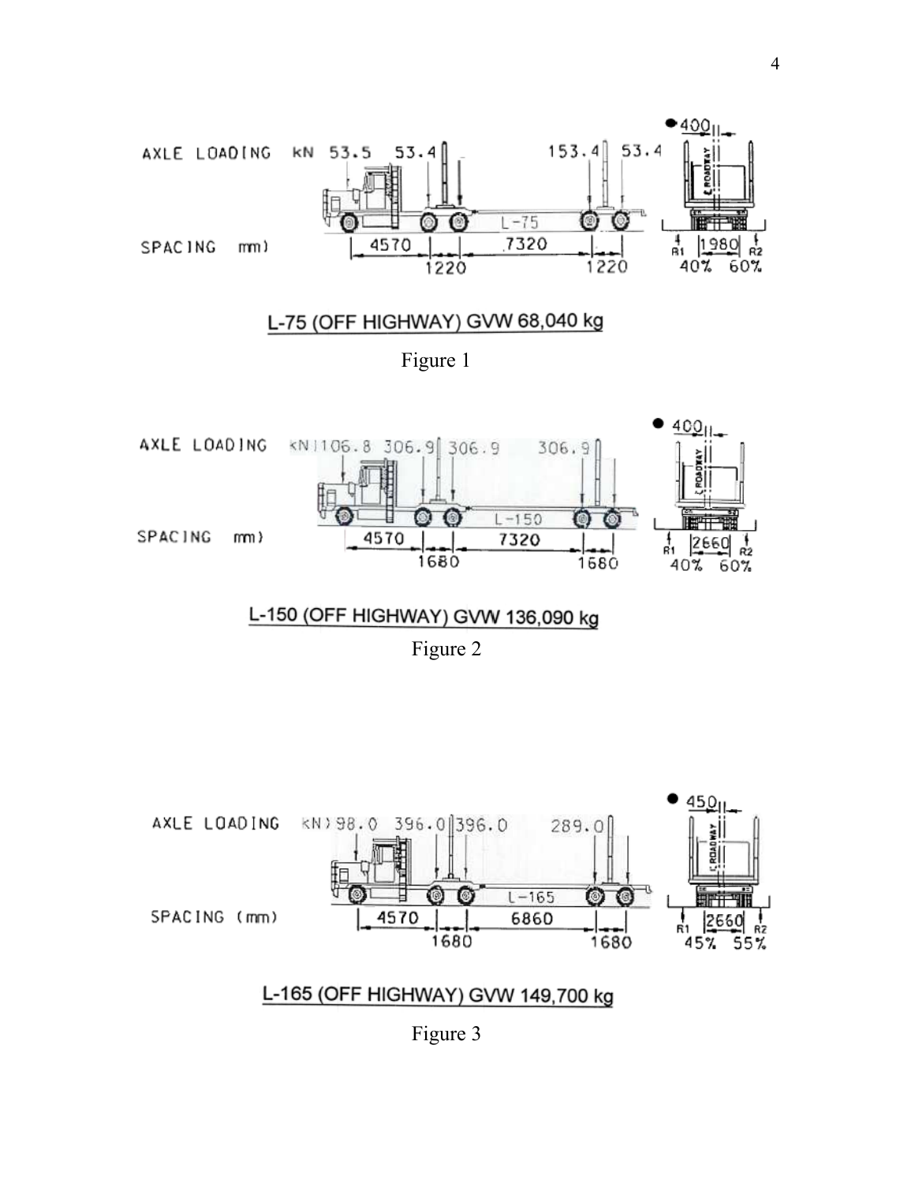AXLE LOADING kN 53.5 53.4 153.4 53.4

SPACING mm) 4570 1220 7320 1220

400 1980 R1 R2 40% 60%

L-75 (OFF HIGHWAY) GVW 68,040 kg

Figure 1

AXLE LOADING kN) 106.8 306.9 306.9 306.9

SPACING mm) 4570 1680 7320 1680

400 2660 R1 R2 40% 60%

L-150 (OFF HIGHWAY) GVW 136,090 kg

Figure 2

AXLE LOADING kN) 98.0 396.0 396.0 289.0

SPACING (mm) 4570 1680 6860 1680

450 2660 R1 R2 45% 55%

L-165 (OFF HIGHWAY) GVW 149,700 kg

Figure 3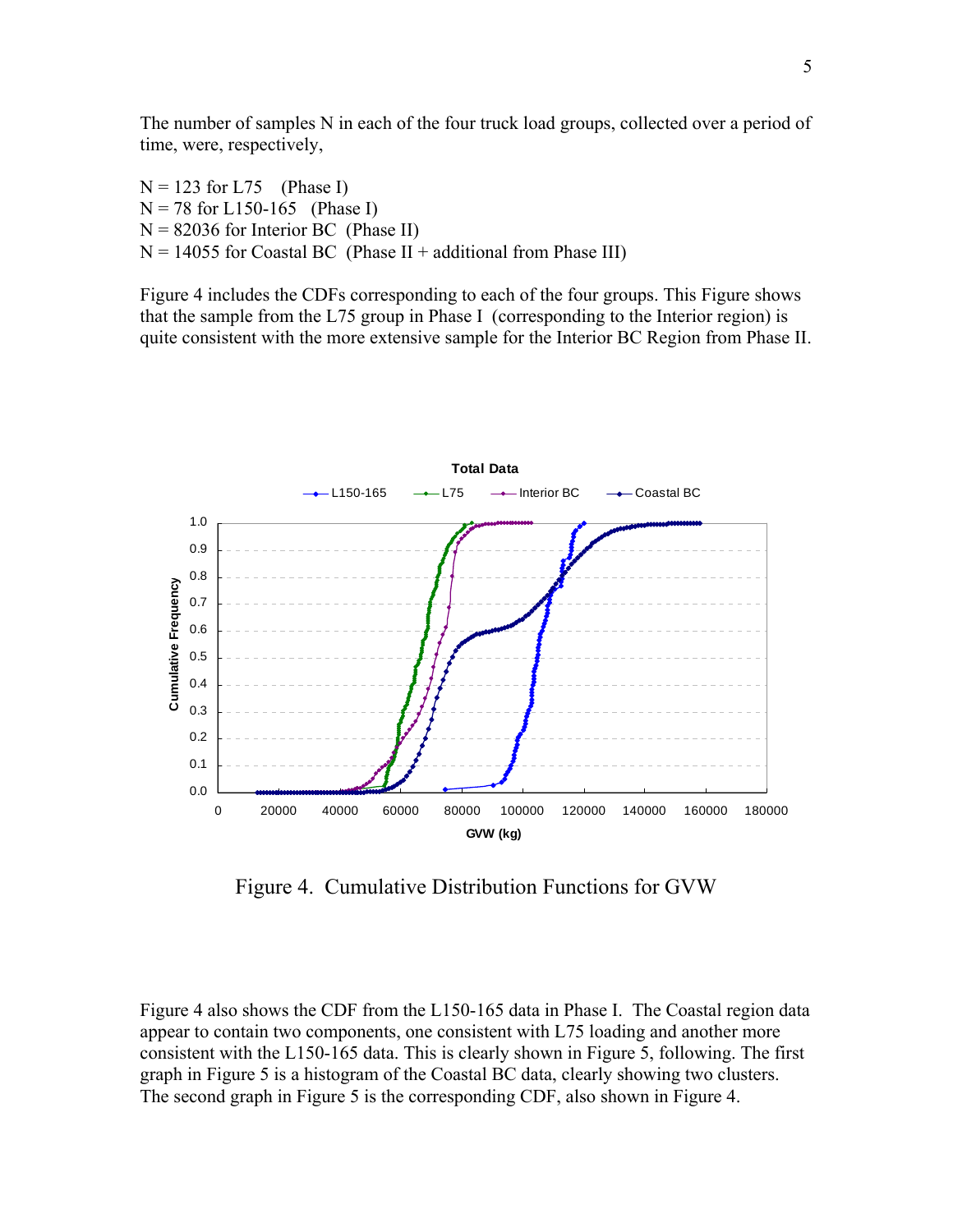The number of samples N in each of the four truck load groups, collected over a period of time, were, respectively,

N = 123 for L75 (Phase I)
N = 78 for L150-165 (Phase I)
N = 82036 for Interior BC (Phase II)
N = 14055 for Coastal BC (Phase II + additional from Phase III)

Figure 4 includes the CDFs corresponding to each of the four groups. This Figure shows that the sample from the L75 group in Phase I (corresponding to the Interior region) is quite consistent with the more extensive sample for the Interior BC Region from Phase II.

Figure 4. Cumulative Distribution Functions for GVW

Figure 4 also shows the CDF from the L150-165 data in Phase I. The Coastal region data appear to contain two components, one consistent with L75 loading and another more consistent with the L150-165 data. This is clearly shown in Figure 5, following. The first graph in Figure 5 is a histogram of the Coastal BC data, clearly showing two clusters. The second graph in Figure 5 is the corresponding CDF, also shown in Figure 4.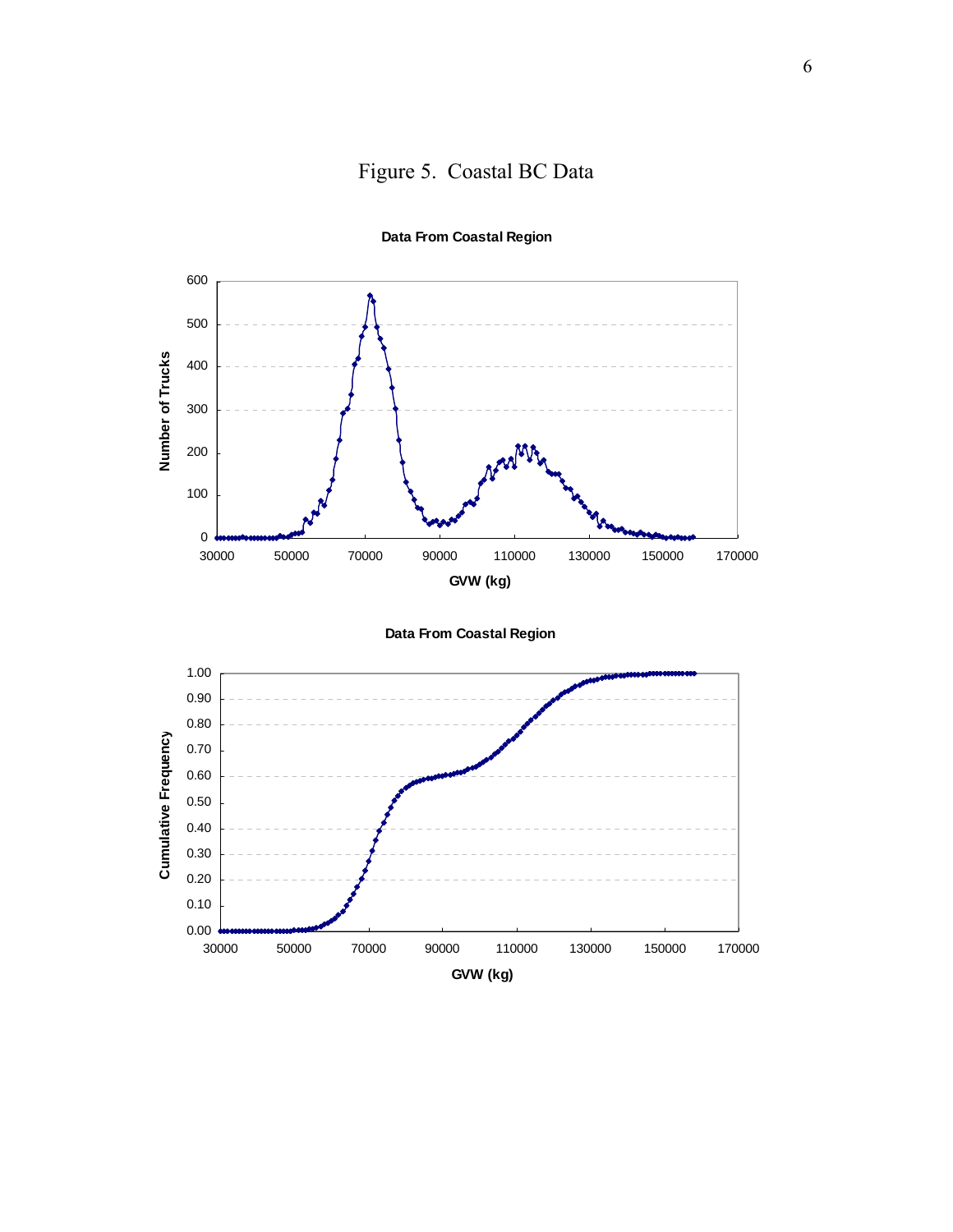Figure 5. Coastal BC Data

**Data From Coastal Region**

**Data From Coastal Region**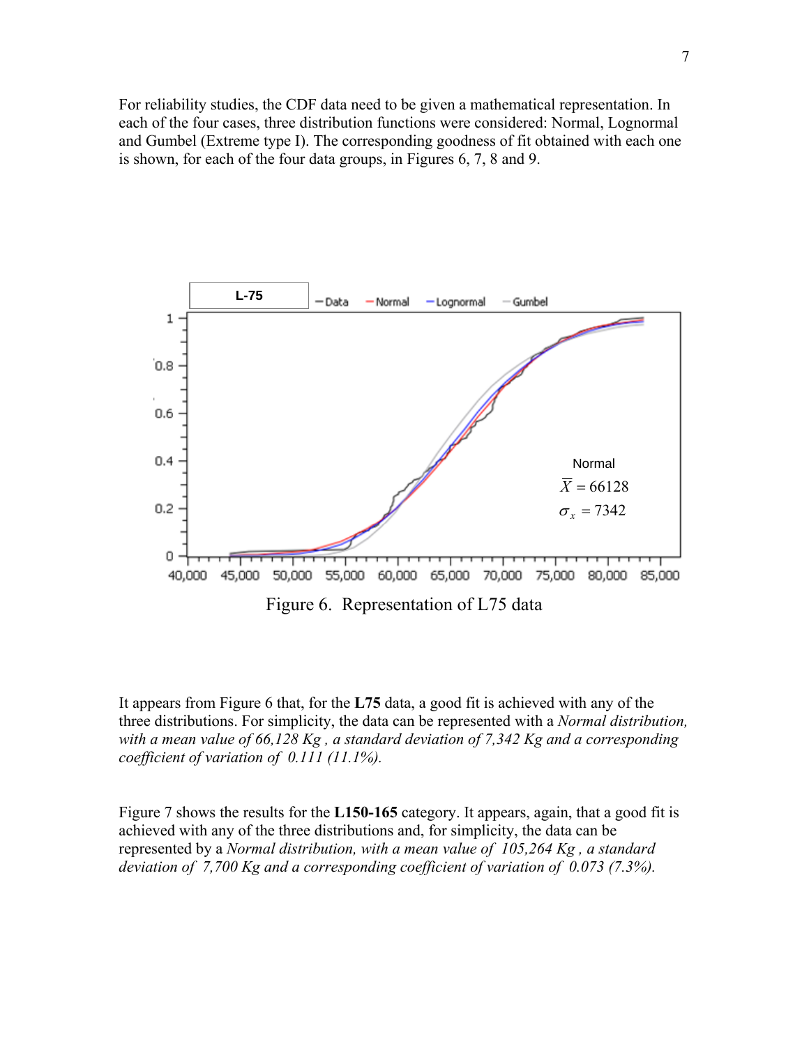For reliability studies, the CDF data need to be given a mathematical representation. In each of the four cases, three distribution functions were considered: Normal, Lognormal and Gumbel (Extreme type I). The corresponding goodness of fit obtained with each one is shown, for each of the four data groups, in Figures 6, 7, 8 and 9.

Figure 6. Representation of L75 data

It appears from Figure 6 that, for the **L75** data, a good fit is achieved with any of the three distributions. For simplicity, the data can be represented with a *Normal distribution, with a mean value of 66,128 Kg , a standard deviation of 7,342 Kg and a corresponding coefficient of variation of 0.111 (11.1%).*

Figure 7 shows the results for the **L150-165** category. It appears, again, that a good fit is achieved with any of the three distributions and, for simplicity, the data can be represented by a *Normal distribution, with a mean value of 105,264 Kg , a standard deviation of 7,700 Kg and a corresponding coefficient of variation of 0.073 (7.3%).*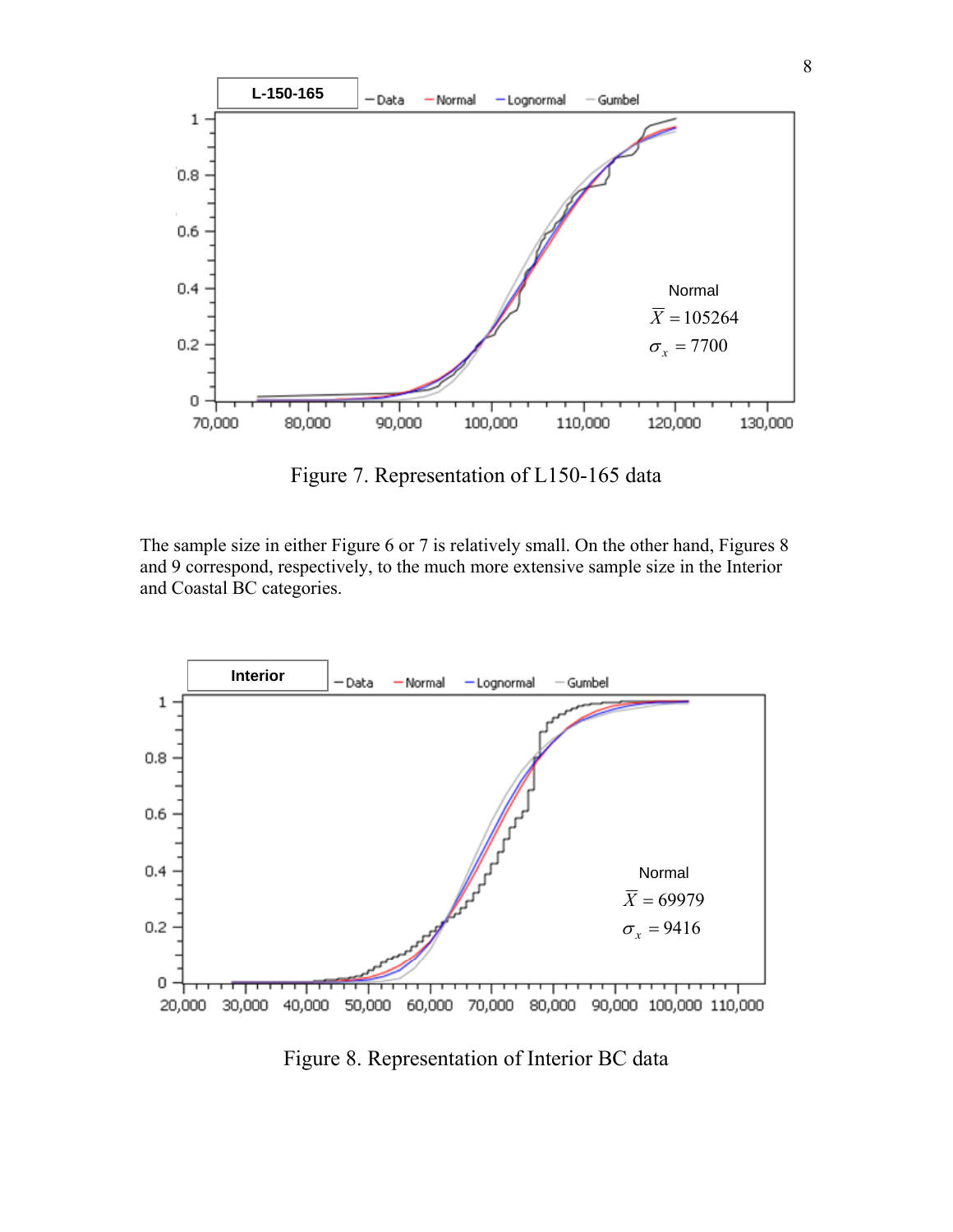Figure 7. Representation of L150-165 data

The sample size in either Figure 6 or 7 is relatively small. On the other hand, Figures 8 and 9 correspond, respectively, to the much more extensive sample size in the Interior and Coastal BC categories.

Figure 8. Representation of Interior BC data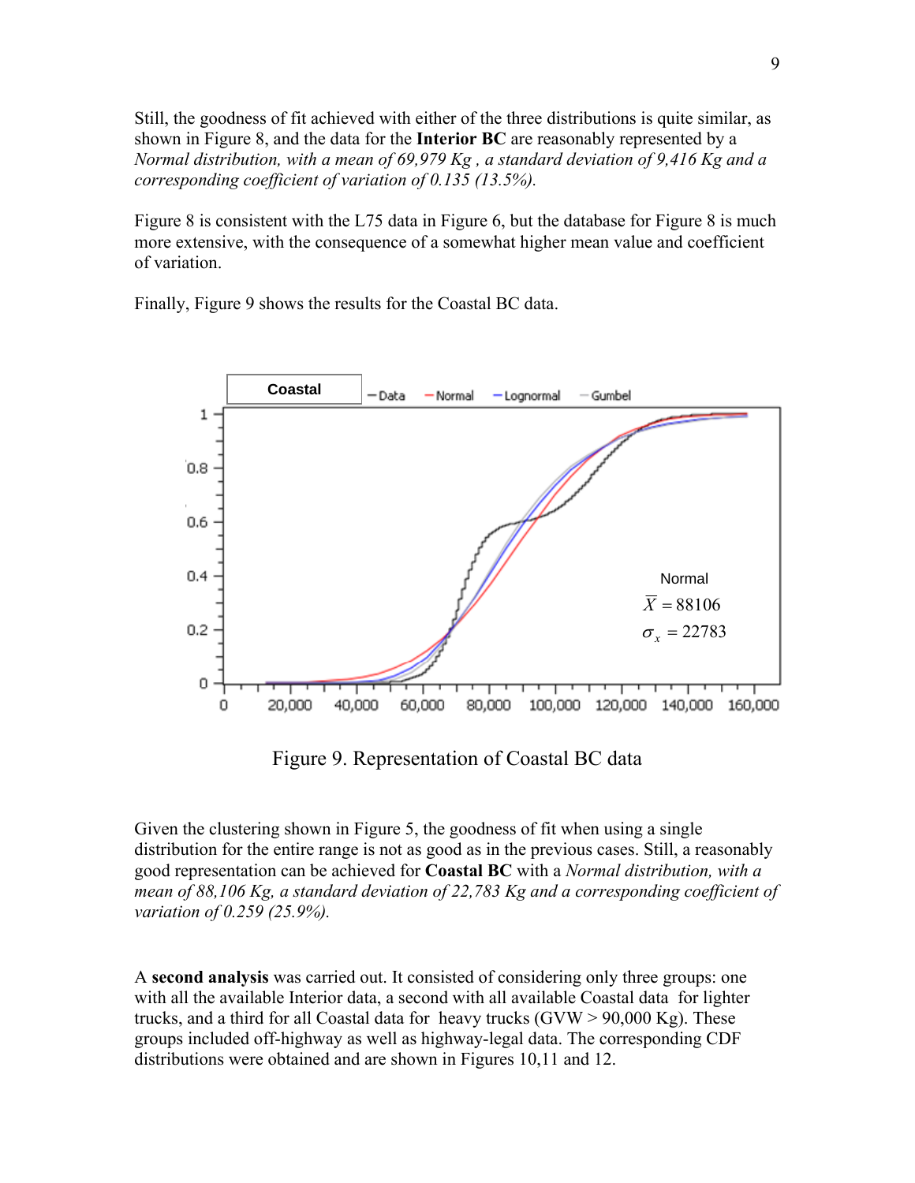Still, the goodness of fit achieved with either of the three distributions is quite similar, as shown in Figure 8, and the data for the **Interior BC** are reasonably represented by a *Normal distribution, with a mean of 69,979 Kg , a standard deviation of 9,416 Kg and a corresponding coefficient of variation of 0.135 (13.5%).*

Figure 8 is consistent with the L75 data in Figure 6, but the database for Figure 8 is much more extensive, with the consequence of a somewhat higher mean value and coefficient of variation.

Finally, Figure 9 shows the results for the Coastal BC data.

Figure 9. Representation of Coastal BC data

Given the clustering shown in Figure 5, the goodness of fit when using a single distribution for the entire range is not as good as in the previous cases. Still, a reasonably good representation can be achieved for **Coastal BC** with a *Normal distribution, with a mean of 88,106 Kg, a standard deviation of 22,783 Kg and a corresponding coefficient of variation of 0.259 (25.9%).*

A **second analysis** was carried out. It consisted of considering only three groups: one with all the available Interior data, a second with all available Coastal data for lighter trucks, and a third for all Coastal data for heavy trucks (GVW > 90,000 Kg). These groups included off-highway as well as highway-legal data. The corresponding CDF distributions were obtained and are shown in Figures 10,11 and 12.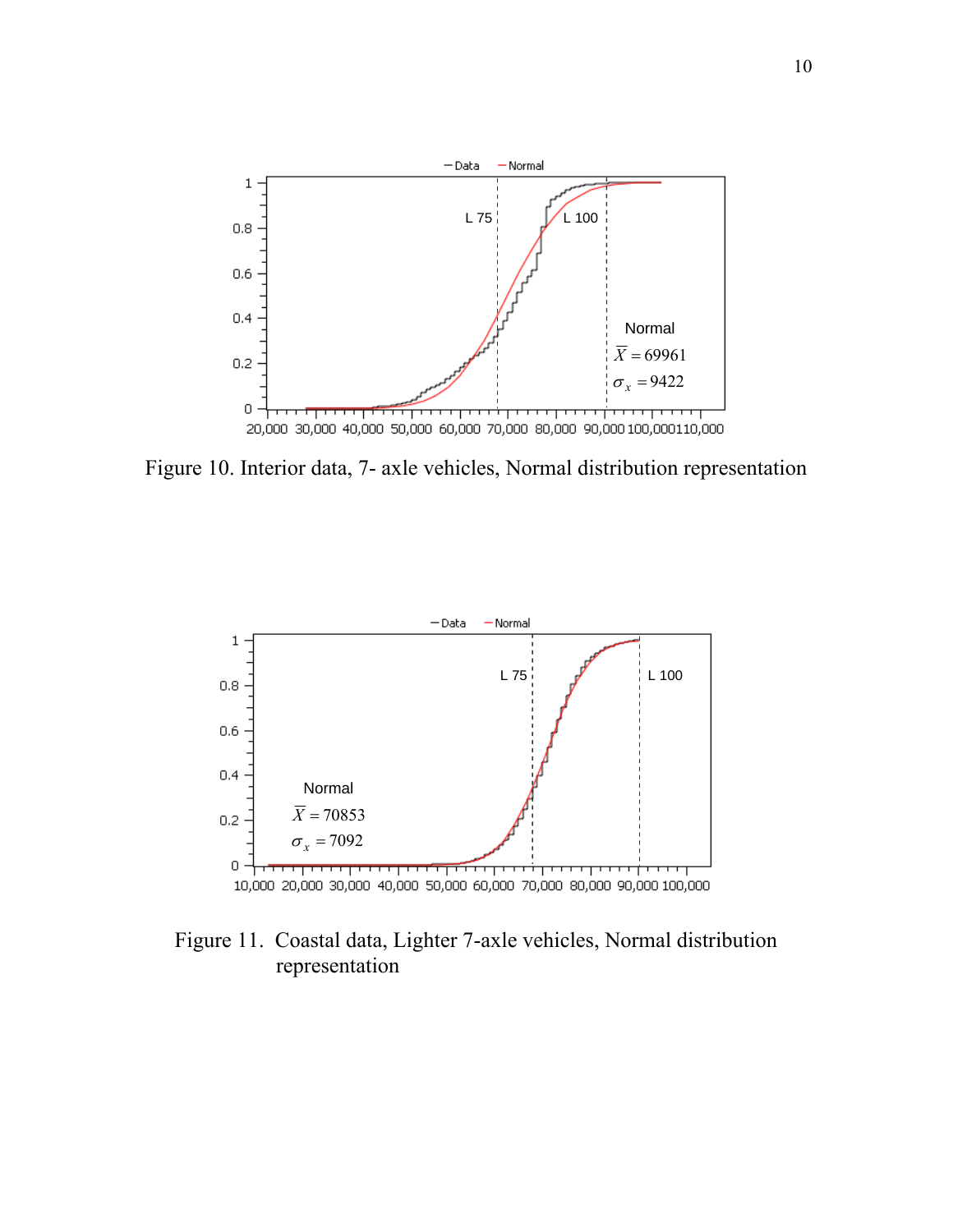Figure 10. Interior data, 7- axle vehicles, Normal distribution representation

Figure 11. Coastal data, Lighter 7-axle vehicles, Normal distribution representation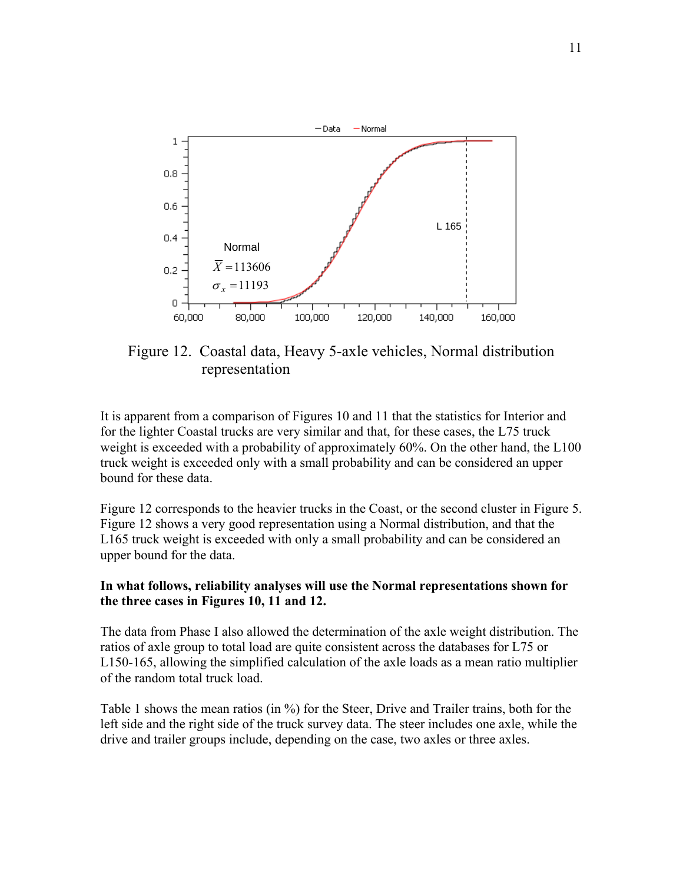Figure 12. Coastal data, Heavy 5-axle vehicles, Normal distribution representation

It is apparent from a comparison of Figures 10 and 11 that the statistics for Interior and for the lighter Coastal trucks are very similar and that, for these cases, the L75 truck weight is exceeded with a probability of approximately 60%. On the other hand, the L100 truck weight is exceeded only with a small probability and can be considered an upper bound for these data.

Figure 12 corresponds to the heavier trucks in the Coast, or the second cluster in Figure 5. Figure 12 shows a very good representation using a Normal distribution, and that the L165 truck weight is exceeded with only a small probability and can be considered an upper bound for the data.

**In what follows, reliability analyses will use the Normal representations shown for the three cases in Figures 10, 11 and 12.**

The data from Phase I also allowed the determination of the axle weight distribution. The ratios of axle group to total load are quite consistent across the databases for L75 or L150-165, allowing the simplified calculation of the axle loads as a mean ratio multiplier of the random total truck load.

Table 1 shows the mean ratios (in %) for the Steer, Drive and Trailer trains, both for the left side and the right side of the truck survey data. The steer includes one axle, while the drive and trailer groups include, depending on the case, two axles or three axles.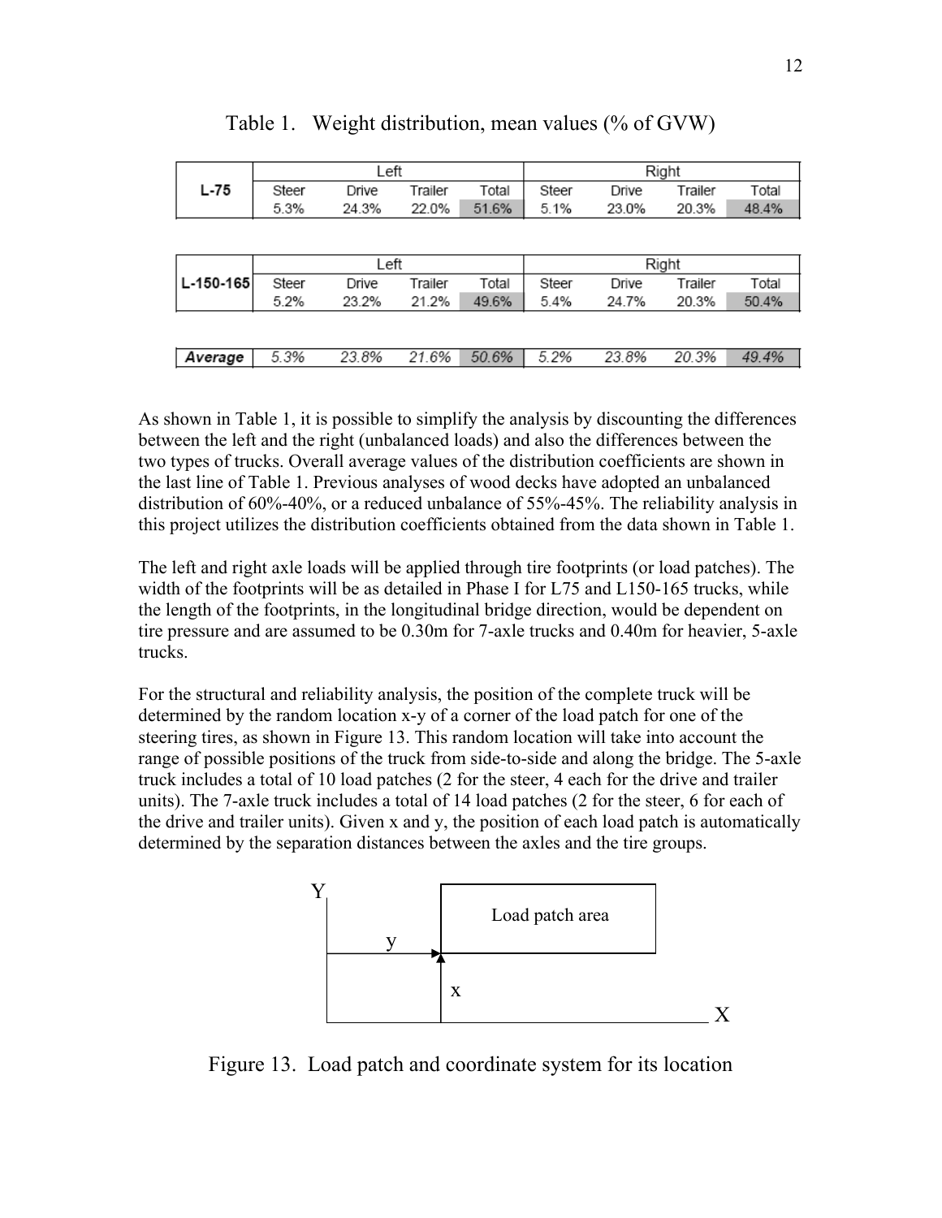Table 1. Weight distribution, mean values (% of GVW)

| L-75 | Left | | | | Right | | | |
|---|---|---|---|---|---|---|---|---|
| | Steer | Drive | Trailer | Total | Steer | Drive | Trailer | Total |
| | 5.3% | 24.3% | 22.0% | 51.6% | 5.1% | 23.0% | 20.3% | 48.4% |

| L-150-165 | Left | | | | Right | | | |
|---|---|---|---|---|---|---|---|---|
| | Steer | Drive | Trailer | Total | Steer | Drive | Trailer | Total |
| | 5.2% | 23.2% | 21.2% | 49.6% | 5.4% | 24.7% | 20.3% | 50.4% |

| *Average* | *5.3%* | *23.8%* | *21.6%* | *50.6%* | *5.2%* | *23.8%* | *20.3%* | *49.4%* |
|---|---|---|---|---|---|---|---|---|

As shown in Table 1, it is possible to simplify the analysis by discounting the differences between the left and the right (unbalanced loads) and also the differences between the two types of trucks. Overall average values of the distribution coefficients are shown in the last line of Table 1. Previous analyses of wood decks have adopted an unbalanced distribution of 60%-40%, or a reduced unbalance of 55%-45%. The reliability analysis in this project utilizes the distribution coefficients obtained from the data shown in Table 1.

The left and right axle loads will be applied through tire footprints (or load patches). The width of the footprints will be as detailed in Phase I for L75 and L150-165 trucks, while the length of the footprints, in the longitudinal bridge direction, would be dependent on tire pressure and are assumed to be 0.30m for 7-axle trucks and 0.40m for heavier, 5-axle trucks.

For the structural and reliability analysis, the position of the complete truck will be determined by the random location x-y of a corner of the load patch for one of the steering tires, as shown in Figure 13. This random location will take into account the range of possible positions of the truck from side-to-side and along the bridge. The 5-axle truck includes a total of 10 load patches (2 for the steer, 4 each for the drive and trailer units). The 7-axle truck includes a total of 14 load patches (2 for the steer, 6 for each of the drive and trailer units). Given x and y, the position of each load patch is automatically determined by the separation distances between the axles and the tire groups.

Figure 13. Load patch and coordinate system for its location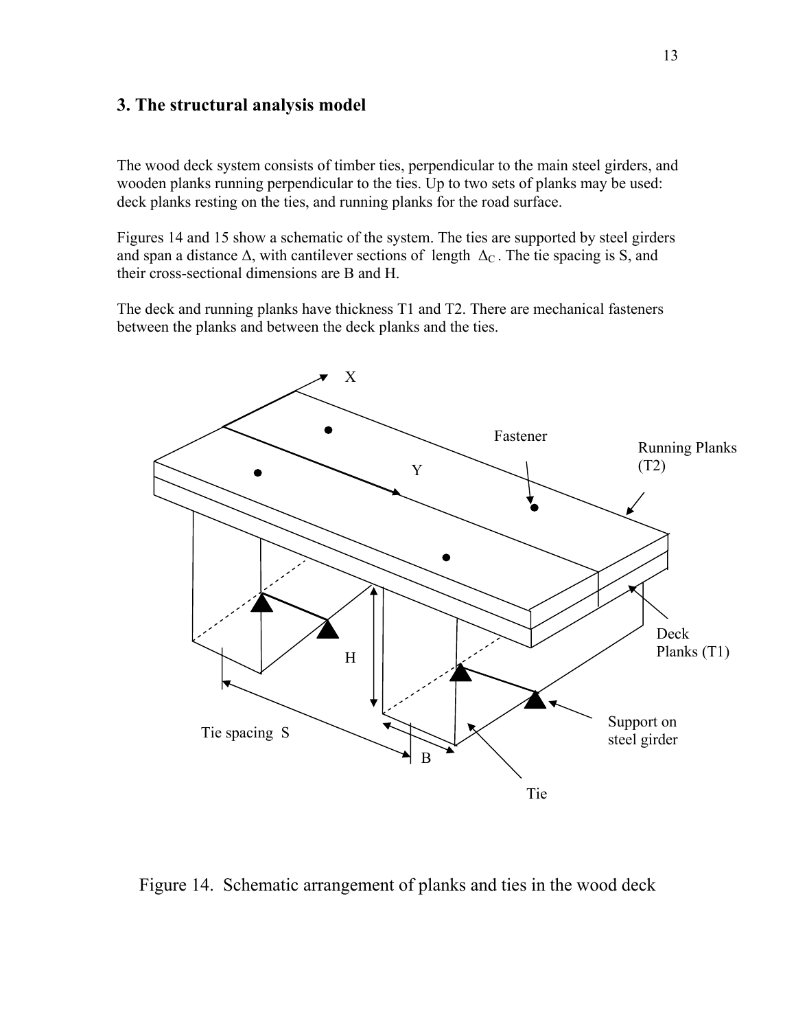## 3. The structural analysis model

The wood deck system consists of timber ties, perpendicular to the main steel girders, and wooden planks running perpendicular to the ties. Up to two sets of planks may be used: deck planks resting on the ties, and running planks for the road surface.

Figures 14 and 15 show a schematic of the system. The ties are supported by steel girders and span a distance $\Delta$, with cantilever sections of length $\Delta_C$. The tie spacing is S, and their cross-sectional dimensions are B and H.

The deck and running planks have thickness T1 and T2. There are mechanical fasteners between the planks and between the deck planks and the ties.

Figure 14. Schematic arrangement of planks and ties in the wood deck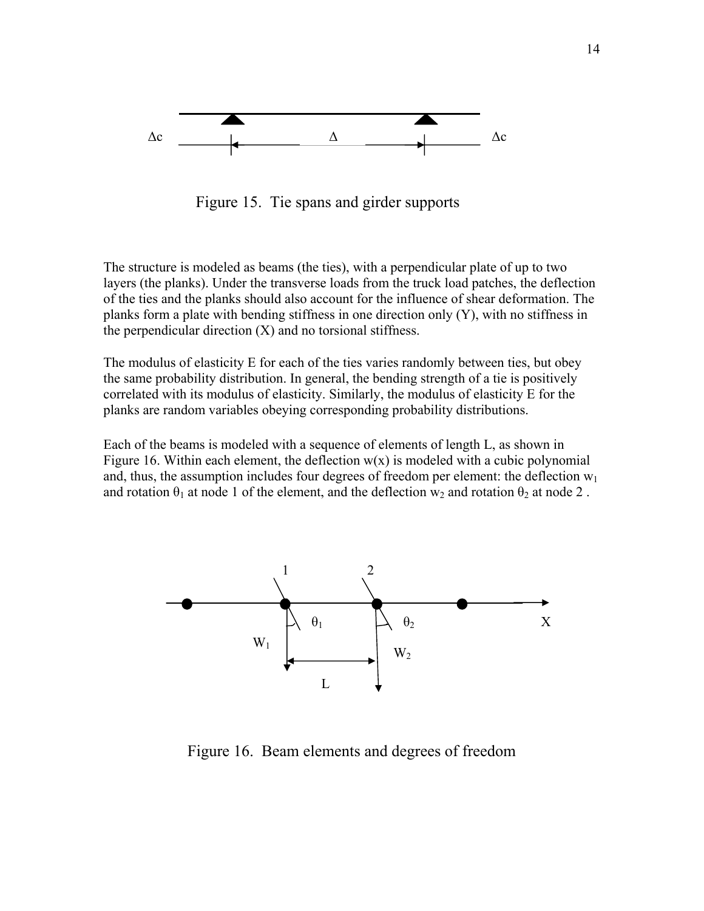Figure 15. Tie spans and girder supports

The structure is modeled as beams (the ties), with a perpendicular plate of up to two layers (the planks). Under the transverse loads from the truck load patches, the deflection of the ties and the planks should also account for the influence of shear deformation. The planks form a plate with bending stiffness in one direction only (Y), with no stiffness in the perpendicular direction (X) and no torsional stiffness.

The modulus of elasticity E for each of the ties varies randomly between ties, but obey the same probability distribution. In general, the bending strength of a tie is positively correlated with its modulus of elasticity. Similarly, the modulus of elasticity E for the planks are random variables obeying corresponding probability distributions.

Each of the beams is modeled with a sequence of elements of length L, as shown in Figure 16. Within each element, the deflection $w(x)$ is modeled with a cubic polynomial and, thus, the assumption includes four degrees of freedom per element: the deflection $w_1$ and rotation $\theta_1$ at node 1 of the element, and the deflection $w_2$ and rotation $\theta_2$ at node 2 .

Figure 16. Beam elements and degrees of freedom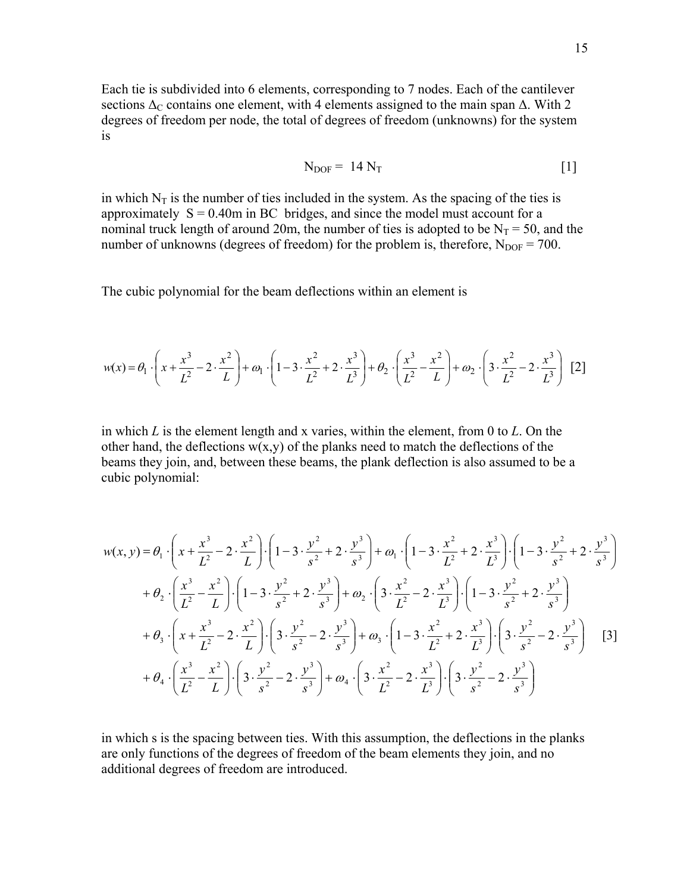Each tie is subdivided into 6 elements, corresponding to 7 nodes. Each of the cantilever sections $\Delta_C$ contains one element, with 4 elements assigned to the main span $\Delta$. With 2 degrees of freedom per node, the total of degrees of freedom (unknowns) for the system is

$$N_{DOF} = 14\ N_T \qquad [1]$$

in which $N_T$ is the number of ties included in the system. As the spacing of the ties is approximately $S = 0.40$m in BC bridges, and since the model must account for a nominal truck length of around 20m, the number of ties is adopted to be $N_T = 50$, and the number of unknowns (degrees of freedom) for the problem is, therefore, $N_{DOF} = 700$.

The cubic polynomial for the beam deflections within an element is

$$w(x) = \theta_1 \cdot \left( x + \frac{x^3}{L^2} - 2 \cdot \frac{x^2}{L} \right) + \omega_1 \cdot \left( 1 - 3 \cdot \frac{x^2}{L^2} + 2 \cdot \frac{x^3}{L^3} \right) + \theta_2 \cdot \left( \frac{x^3}{L^2} - \frac{x^2}{L} \right) + \omega_2 \cdot \left( 3 \cdot \frac{x^2}{L^2} - 2 \cdot \frac{x^3}{L^3} \right) \qquad [2]$$

in which *L* is the element length and x varies, within the element, from 0 to *L*. On the other hand, the deflections w(x,y) of the planks need to match the deflections of the beams they join, and, between these beams, the plank deflection is also assumed to be a cubic polynomial:

$$\begin{aligned}
w(x,y) &= \theta_1 \cdot \left( x + \frac{x^3}{L^2} - 2 \cdot \frac{x^2}{L} \right) \cdot \left( 1 - 3 \cdot \frac{y^2}{s^2} + 2 \cdot \frac{y^3}{s^3} \right) + \omega_1 \cdot \left( 1 - 3 \cdot \frac{x^2}{L^2} + 2 \cdot \frac{x^3}{L^3} \right) \cdot \left( 1 - 3 \cdot \frac{y^2}{s^2} + 2 \cdot \frac{y^3}{s^3} \right) \\
&+ \theta_2 \cdot \left( \frac{x^3}{L^2} - \frac{x^2}{L} \right) \cdot \left( 1 - 3 \cdot \frac{y^2}{s^2} + 2 \cdot \frac{y^3}{s^3} \right) + \omega_2 \cdot \left( 3 \cdot \frac{x^2}{L^2} - 2 \cdot \frac{x^3}{L^3} \right) \cdot \left( 1 - 3 \cdot \frac{y^2}{s^2} + 2 \cdot \frac{y^3}{s^3} \right) \\
&+ \theta_3 \cdot \left( x + \frac{x^3}{L^2} - 2 \cdot \frac{x^2}{L} \right) \cdot \left( 3 \cdot \frac{y^2}{s^2} - 2 \cdot \frac{y^3}{s^3} \right) + \omega_3 \cdot \left( 1 - 3 \cdot \frac{x^2}{L^2} + 2 \cdot \frac{x^3}{L^3} \right) \cdot \left( 3 \cdot \frac{y^2}{s^2} - 2 \cdot \frac{y^3}{s^3} \right) \\
&+ \theta_4 \cdot \left( \frac{x^3}{L^2} - \frac{x^2}{L} \right) \cdot \left( 3 \cdot \frac{y^2}{s^2} - 2 \cdot \frac{y^3}{s^3} \right) + \omega_4 \cdot \left( 3 \cdot \frac{x^2}{L^2} - 2 \cdot \frac{x^3}{L^3} \right) \cdot \left( 3 \cdot \frac{y^2}{s^2} - 2 \cdot \frac{y^3}{s^3} \right)
\end{aligned} \qquad [3]$$

in which s is the spacing between ties. With this assumption, the deflections in the planks are only functions of the degrees of freedom of the beam elements they join, and no additional degrees of freedom are introduced.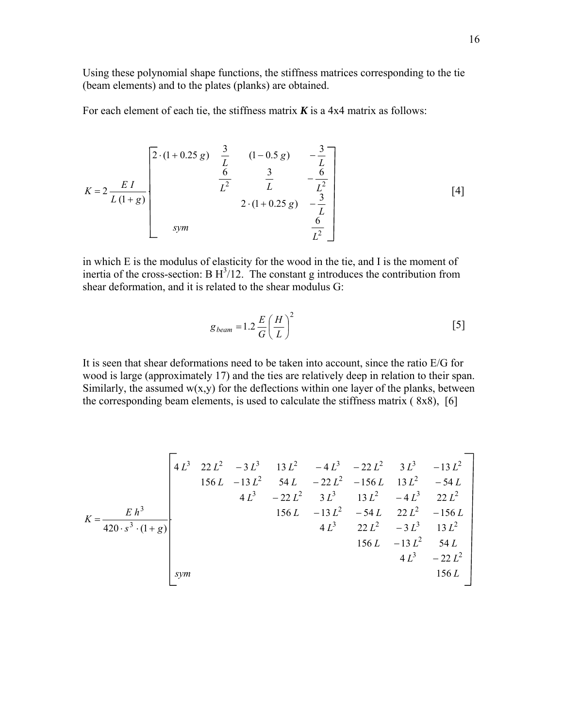Using these polynomial shape functions, the stiffness matrices corresponding to the tie (beam elements) and to the plates (planks) are obtained.

For each element of each tie, the stiffness matrix ***K*** is a 4x4 matrix as follows:

$$K = 2\frac{E\,I}{L\,(1+g)}\begin{bmatrix} 2\cdot(1+0.25\,g) & \frac{3}{L} & (1-0.5\,g) & -\frac{3}{L} \\ & \frac{6}{L^2} & \frac{3}{L} & -\frac{6}{L^2} \\ & & 2\cdot(1+0.25\,g) & -\frac{3}{L} \\ sym & & & \frac{6}{L^2} \end{bmatrix} \qquad [4]$$

in which E is the modulus of elasticity for the wood in the tie, and I is the moment of inertia of the cross-section: B $H^3/12$. The constant g introduces the contribution from shear deformation, and it is related to the shear modulus G:

$$g_{beam} = 1.2\,\frac{E}{G}\left(\frac{H}{L}\right)^2 \qquad [5]$$

It is seen that shear deformations need to be taken into account, since the ratio E/G for wood is large (approximately 17) and the ties are relatively deep in relation to their span. Similarly, the assumed w(x,y) for the deflections within one layer of the planks, between the corresponding beam elements, is used to calculate the stiffness matrix ( 8x8), [6]

$$K = \frac{E\,h^3}{420\cdot s^3\cdot(1+g)}\cdot\begin{bmatrix} 4\,L^3 & 22\,L^2 & -3\,L^3 & 13\,L^2 & -4\,L^3 & -22\,L^2 & 3\,L^3 & -13\,L^2 \\ & 156\,L & -13\,L^2 & 54\,L & -22\,L^2 & -156\,L & 13\,L^2 & -54\,L \\ & & 4\,L^3 & -22\,L^2 & 3\,L^3 & 13\,L^2 & -4\,L^3 & 22\,L^2 \\ & & & 156\,L & -13\,L^2 & -54\,L & 22\,L^2 & -156\,L \\ & & & & 4\,L^3 & 22\,L^2 & -3\,L^3 & 13\,L^2 \\ & & & & & 156\,L & -13\,L^2 & 54\,L \\ & & & & & & 4\,L^3 & -22\,L^2 \\ sym & & & & & & & 156\,L \end{bmatrix}$$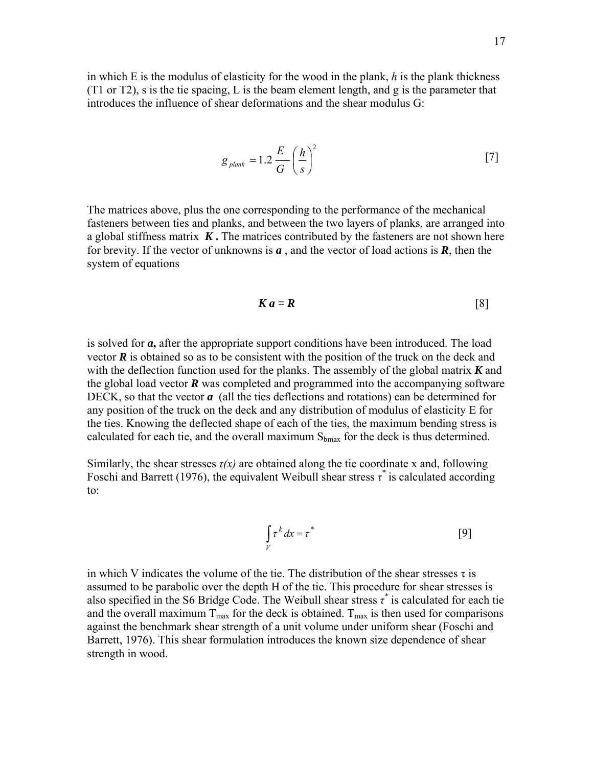in which E is the modulus of elasticity for the wood in the plank, $h$ is the plank thickness (T1 or T2), s is the tie spacing, L is the beam element length, and g is the parameter that introduces the influence of shear deformations and the shear modulus G:

$$g_{plank} = 1.2 \frac{E}{G} \left( \frac{h}{s} \right)^2 \tag{7}$$

The matrices above, plus the one corresponding to the performance of the mechanical fasteners between ties and planks, and between the two layers of planks, are arranged into a global stiffness matrix $\boldsymbol{K}$. The matrices contributed by the fasteners are not shown here for brevity. If the vector of unknowns is $\boldsymbol{a}$, and the vector of load actions is $\boldsymbol{R}$, then the system of equations

$$\boldsymbol{K}\,\boldsymbol{a} = \boldsymbol{R} \tag{8}$$

is solved for $\boldsymbol{a}$, after the appropriate support conditions have been introduced. The load vector $\boldsymbol{R}$ is obtained so as to be consistent with the position of the truck on the deck and with the deflection function used for the planks. The assembly of the global matrix $\boldsymbol{K}$ and the global load vector $\boldsymbol{R}$ was completed and programmed into the accompanying software DECK, so that the vector $\boldsymbol{a}$ (all the ties deflections and rotations) can be determined for any position of the truck on the deck and any distribution of modulus of elasticity E for the ties. Knowing the deflected shape of each of the ties, the maximum bending stress is calculated for each tie, and the overall maximum $S_{bmax}$ for the deck is thus determined.

Similarly, the shear stresses $\tau(x)$ are obtained along the tie coordinate x and, following Foschi and Barrett (1976), the equivalent Weibull shear stress $\tau^*$ is calculated according to:

$$\int_V \tau^k \, dx = \tau^* \tag{9}$$

in which V indicates the volume of the tie. The distribution of the shear stresses $\tau$ is assumed to be parabolic over the depth H of the tie. This procedure for shear stresses is also specified in the S6 Bridge Code. The Weibull shear stress $\tau^*$ is calculated for each tie and the overall maximum $T_{max}$ for the deck is obtained. $T_{max}$ is then used for comparisons against the benchmark shear strength of a unit volume under uniform shear (Foschi and Barrett, 1976). This shear formulation introduces the known size dependence of shear strength in wood.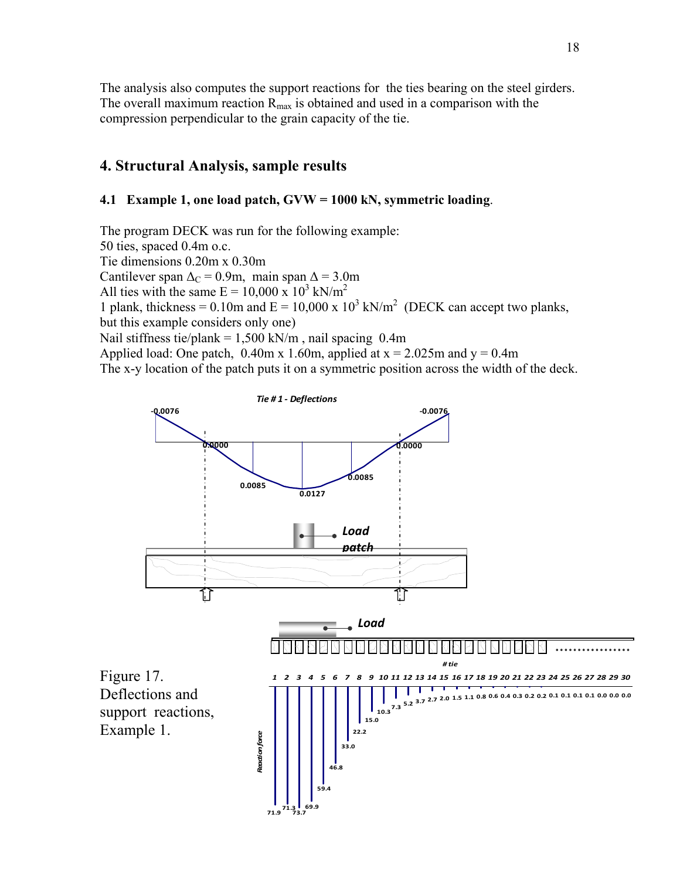The analysis also computes the support reactions for the ties bearing on the steel girders. The overall maximum reaction $R_{max}$ is obtained and used in a comparison with the compression perpendicular to the grain capacity of the tie.

## 4. Structural Analysis, sample results

### 4.1 Example 1, one load patch, GVW = 1000 kN, symmetric loading.

The program DECK was run for the following example:
50 ties, spaced 0.4m o.c.
Tie dimensions 0.20m x 0.30m
Cantilever span $\Delta_C$ = 0.9m, main span $\Delta$ = 3.0m
All ties with the same E = 10,000 x $10^3$ kN/m$^2$
1 plank, thickness = 0.10m and E = 10,000 x $10^3$ kN/m$^2$ (DECK can accept two planks, but this example considers only one)
Nail stiffness tie/plank = 1,500 kN/m , nail spacing 0.4m
Applied load: One patch, 0.40m x 1.60m, applied at x = 2.025m and y = 0.4m
The x-y location of the patch puts it on a symmetric position across the width of the deck.

Figure 17. Deflections and support reactions, Example 1.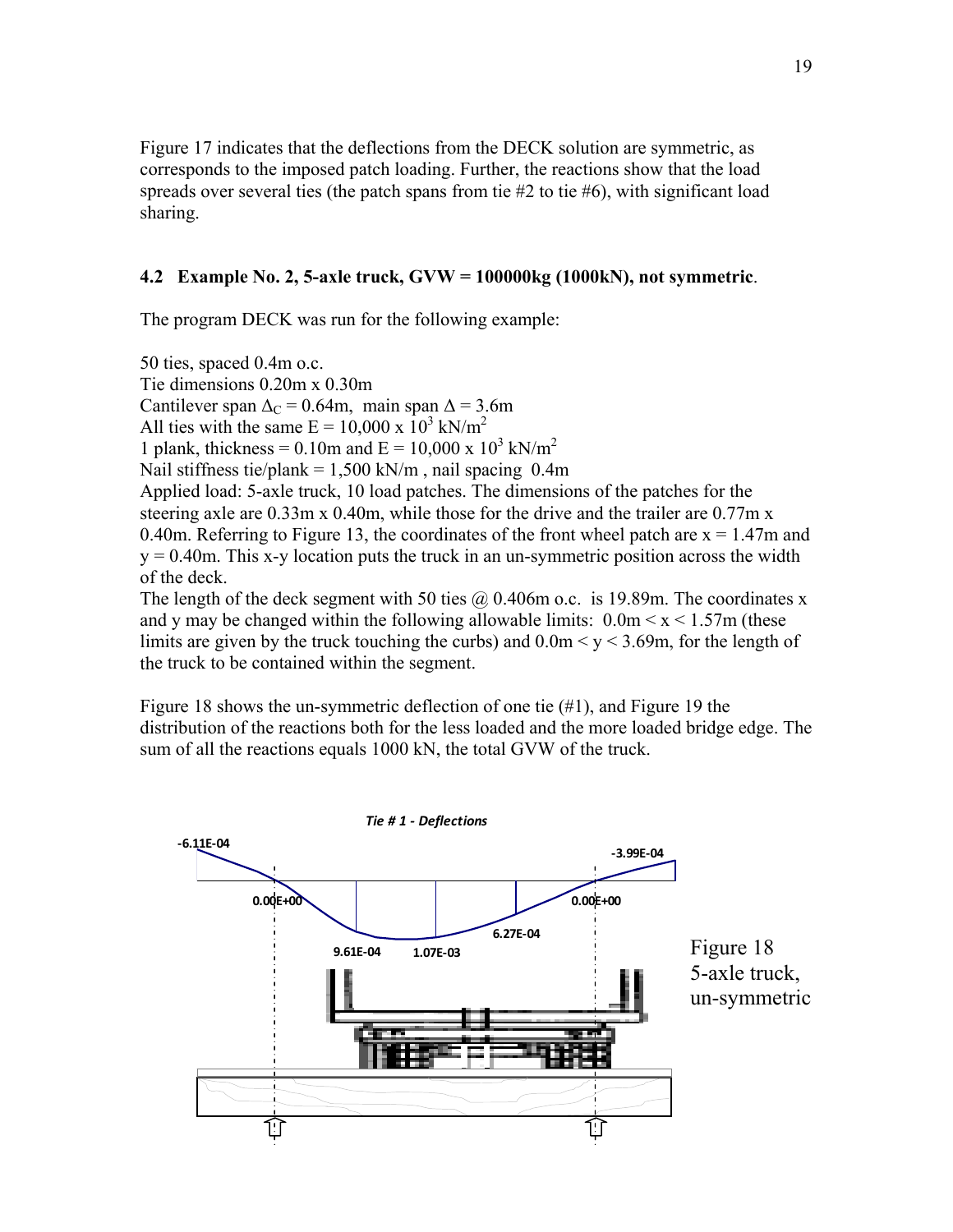Figure 17 indicates that the deflections from the DECK solution are symmetric, as corresponds to the imposed patch loading. Further, the reactions show that the load spreads over several ties (the patch spans from tie #2 to tie #6), with significant load sharing.

### 4.2 Example No. 2, 5-axle truck, GVW = 100000kg (1000kN), not symmetric.

The program DECK was run for the following example:

50 ties, spaced 0.4m o.c.
Tie dimensions 0.20m x 0.30m
Cantilever span $\Delta_C$ = 0.64m, main span $\Delta$ = 3.6m
All ties with the same E = 10,000 x $10^3$ kN/m$^2$
1 plank, thickness = 0.10m and E = 10,000 x $10^3$ kN/m$^2$
Nail stiffness tie/plank = 1,500 kN/m , nail spacing 0.4m
Applied load: 5-axle truck, 10 load patches. The dimensions of the patches for the steering axle are 0.33m x 0.40m, while those for the drive and the trailer are 0.77m x 0.40m. Referring to Figure 13, the coordinates of the front wheel patch are x = 1.47m and y = 0.40m. This x-y location puts the truck in an un-symmetric position across the width of the deck.
The length of the deck segment with 50 ties @ 0.406m o.c. is 19.89m. The coordinates x and y may be changed within the following allowable limits: 0.0m < x < 1.57m (these limits are given by the truck touching the curbs) and 0.0m < y < 3.69m, for the length of the truck to be contained within the segment.

Figure 18 shows the un-symmetric deflection of one tie (#1), and Figure 19 the distribution of the reactions both for the less loaded and the more loaded bridge edge. The sum of all the reactions equals 1000 kN, the total GVW of the truck.

*Tie # 1 - Deflections*

-6.11E-04 &nbsp; -3.99E-04 &nbsp; 0.00E+00 &nbsp; 0.00E+00 &nbsp; 9.61E-04 &nbsp; 1.07E-03 &nbsp; 6.27E-04

Figure 18
5-axle truck, un-symmetric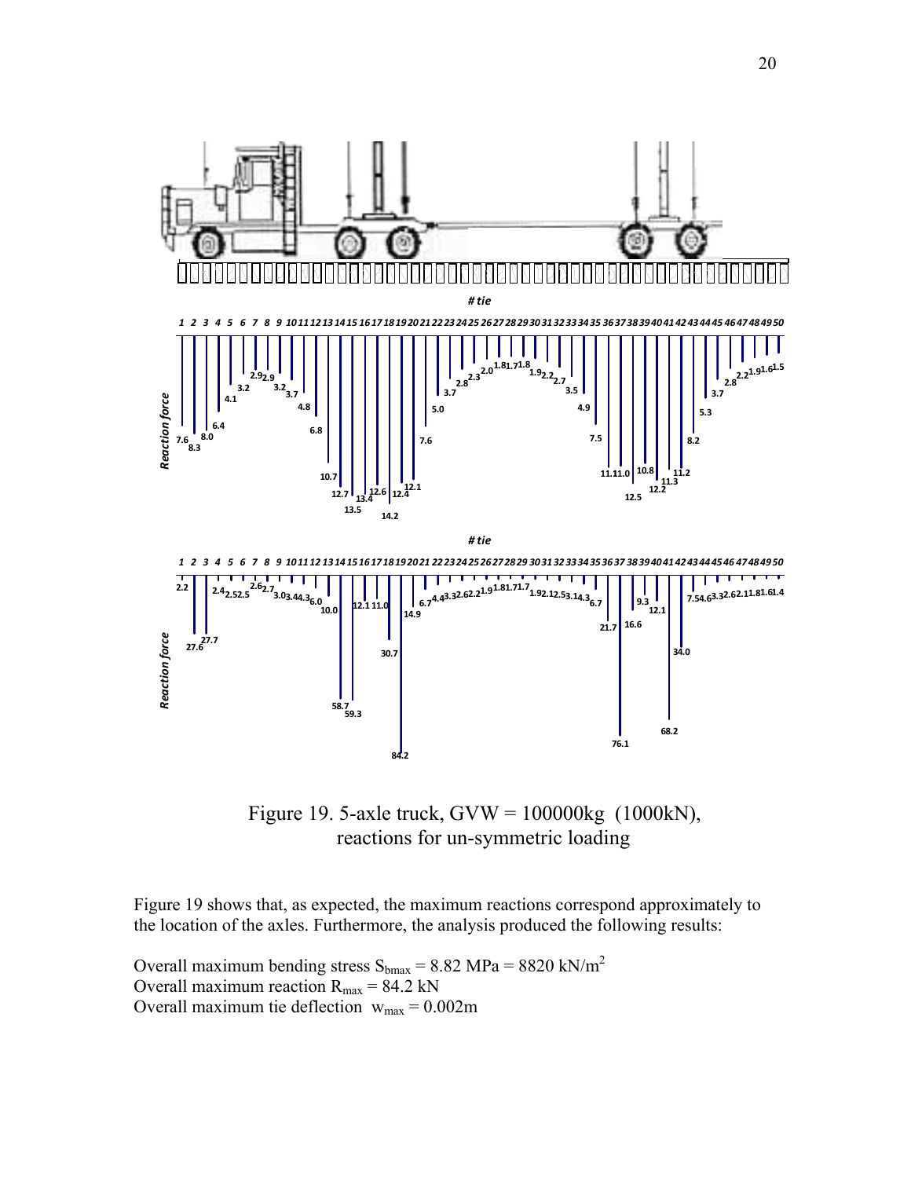Figure 19. 5-axle truck, GVW = 100000kg (1000kN), reactions for un-symmetric loading

Figure 19 shows that, as expected, the maximum reactions correspond approximately to the location of the axles. Furthermore, the analysis produced the following results:

Overall maximum bending stress $S_{bmax}$ = 8.82 MPa = 8820 kN/m$^2$
Overall maximum reaction $R_{max}$ = 84.2 kN
Overall maximum tie deflection $w_{max}$ = 0.002m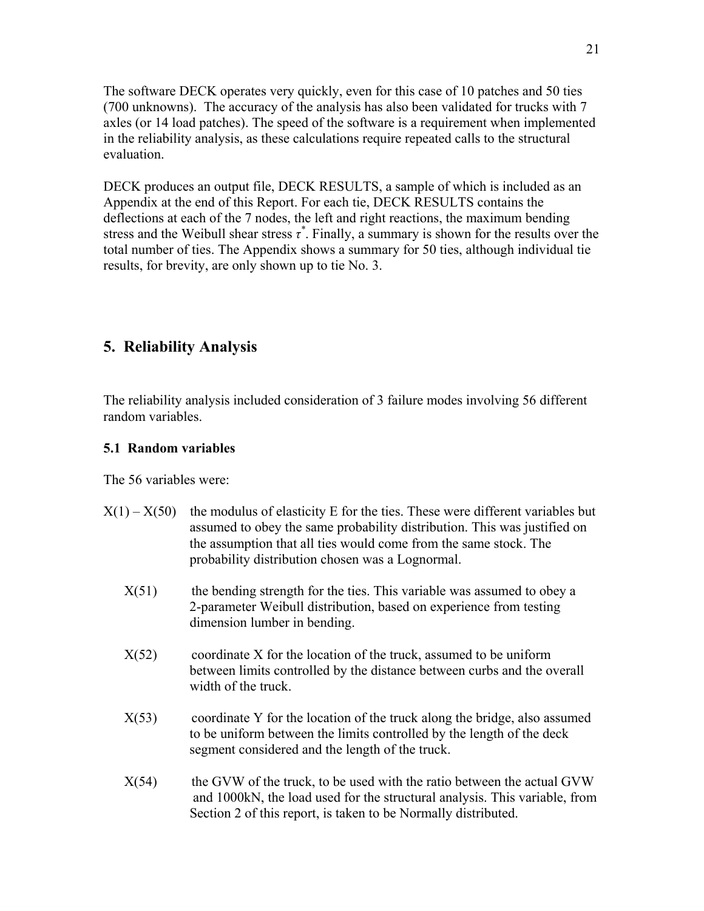The software DECK operates very quickly, even for this case of 10 patches and 50 ties (700 unknowns). The accuracy of the analysis has also been validated for trucks with 7 axles (or 14 load patches). The speed of the software is a requirement when implemented in the reliability analysis, as these calculations require repeated calls to the structural evaluation.

DECK produces an output file, DECK RESULTS, a sample of which is included as an Appendix at the end of this Report. For each tie, DECK RESULTS contains the deflections at each of the 7 nodes, the left and right reactions, the maximum bending stress and the Weibull shear stress $\tau^*$. Finally, a summary is shown for the results over the total number of ties. The Appendix shows a summary for 50 ties, although individual tie results, for brevity, are only shown up to tie No. 3.

## 5. Reliability Analysis

The reliability analysis included consideration of 3 failure modes involving 56 different random variables.

### 5.1 Random variables

The 56 variables were:

- X(1) – X(50) the modulus of elasticity E for the ties. These were different variables but assumed to obey the same probability distribution. This was justified on the assumption that all ties would come from the same stock. The probability distribution chosen was a Lognormal.

- X(51) the bending strength for the ties. This variable was assumed to obey a 2-parameter Weibull distribution, based on experience from testing dimension lumber in bending.

- X(52) coordinate X for the location of the truck, assumed to be uniform between limits controlled by the distance between curbs and the overall width of the truck.

- X(53) coordinate Y for the location of the truck along the bridge, also assumed to be uniform between the limits controlled by the length of the deck segment considered and the length of the truck.

- X(54) the GVW of the truck, to be used with the ratio between the actual GVW and 1000kN, the load used for the structural analysis. This variable, from Section 2 of this report, is taken to be Normally distributed.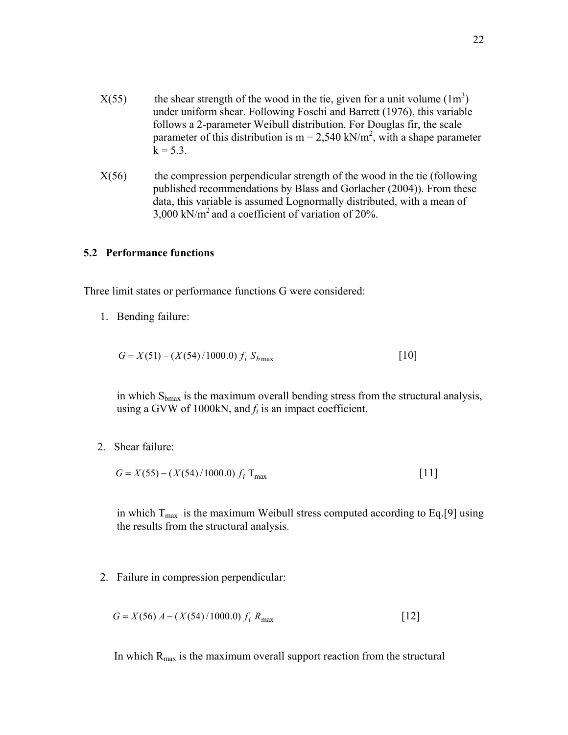X(55) the shear strength of the wood in the tie, given for a unit volume ($1m^3$) under uniform shear. Following Foschi and Barrett (1976), this variable follows a 2-parameter Weibull distribution. For Douglas fir, the scale parameter of this distribution is m = 2,540 $kN/m^2$, with a shape parameter k = 5.3.

X(56) the compression perpendicular strength of the wood in the tie (following published recommendations by Blass and Gorlacher (2004)). From these data, this variable is assumed Lognormally distributed, with a mean of 3,000 $kN/m^2$ and a coefficient of variation of 20%.

### 5.2 Performance functions

Three limit states or performance functions G were considered:

1. Bending failure:

$$G = X(51) - (X(54)/1000.0)\ f_i\ S_{b\max} \qquad [10]$$

in which $S_{bmax}$ is the maximum overall bending stress from the structural analysis, using a GVW of 1000kN, and $f_i$ is an impact coefficient.

2. Shear failure:

$$G = X(55) - (X(54)/1000.0)\ f_i\ \mathrm{T}_{\max} \qquad [11]$$

in which $T_{max}$ is the maximum Weibull stress computed according to Eq.[9] using the results from the structural analysis.

2. Failure in compression perpendicular:

$$G = X(56)\ A - (X(54)/1000.0)\ f_i\ R_{\max} \qquad [12]$$

In which $R_{max}$ is the maximum overall support reaction from the structural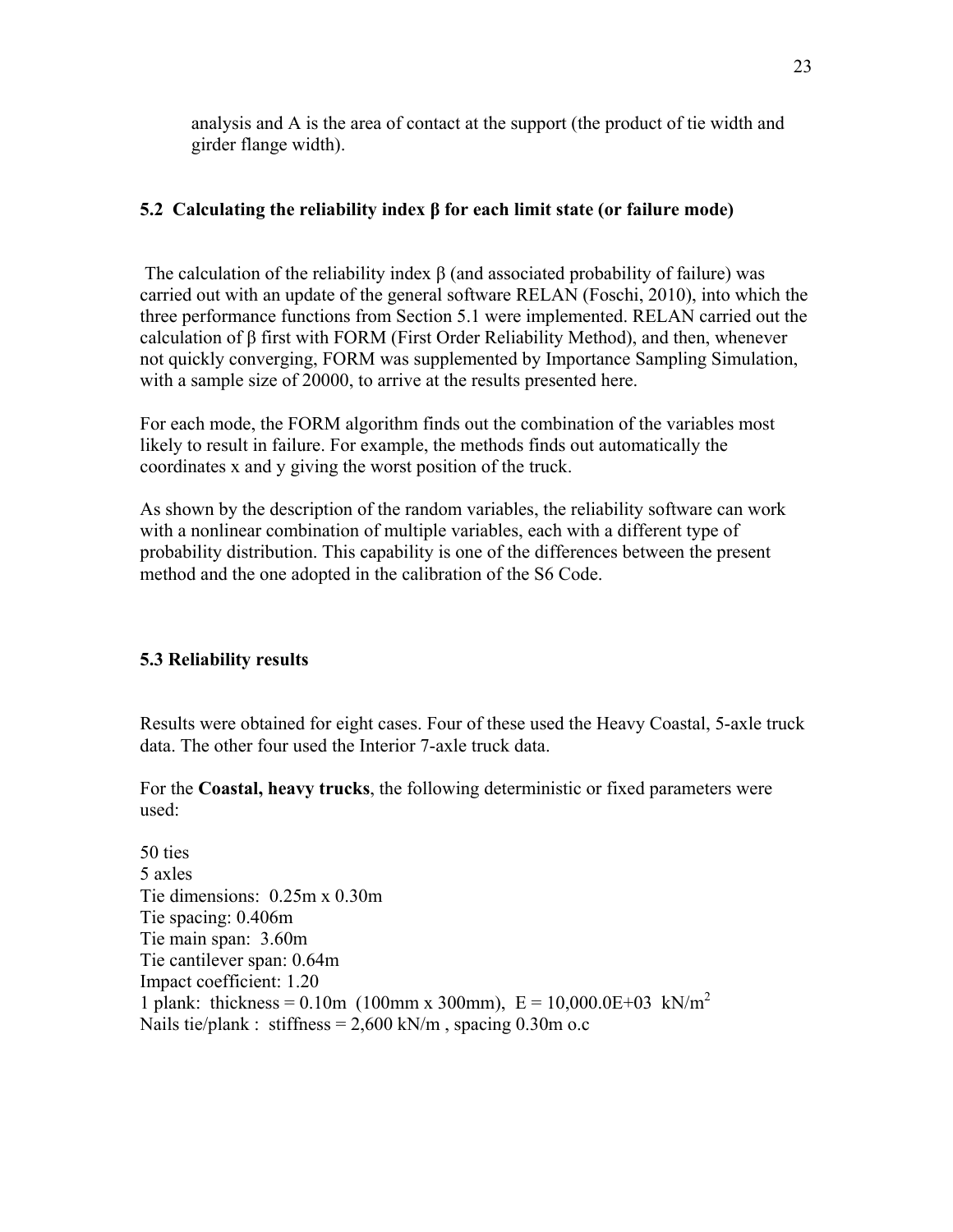analysis and A is the area of contact at the support (the product of tie width and girder flange width).

### 5.2 Calculating the reliability index β for each limit state (or failure mode)

The calculation of the reliability index β (and associated probability of failure) was carried out with an update of the general software RELAN (Foschi, 2010), into which the three performance functions from Section 5.1 were implemented. RELAN carried out the calculation of β first with FORM (First Order Reliability Method), and then, whenever not quickly converging, FORM was supplemented by Importance Sampling Simulation, with a sample size of 20000, to arrive at the results presented here.

For each mode, the FORM algorithm finds out the combination of the variables most likely to result in failure. For example, the methods finds out automatically the coordinates x and y giving the worst position of the truck.

As shown by the description of the random variables, the reliability software can work with a nonlinear combination of multiple variables, each with a different type of probability distribution. This capability is one of the differences between the present method and the one adopted in the calibration of the S6 Code.

### 5.3 Reliability results

Results were obtained for eight cases. Four of these used the Heavy Coastal, 5-axle truck data. The other four used the Interior 7-axle truck data.

For the **Coastal, heavy trucks**, the following deterministic or fixed parameters were used:

50 ties  
5 axles  
Tie dimensions: 0.25m x 0.30m  
Tie spacing: 0.406m  
Tie main span: 3.60m  
Tie cantilever span: 0.64m  
Impact coefficient: 1.20  
1 plank: thickness = 0.10m (100mm x 300mm), E = 10,000.0E+03 kN/$m^2$  
Nails tie/plank : stiffness = 2,600 kN/m , spacing 0.30m o.c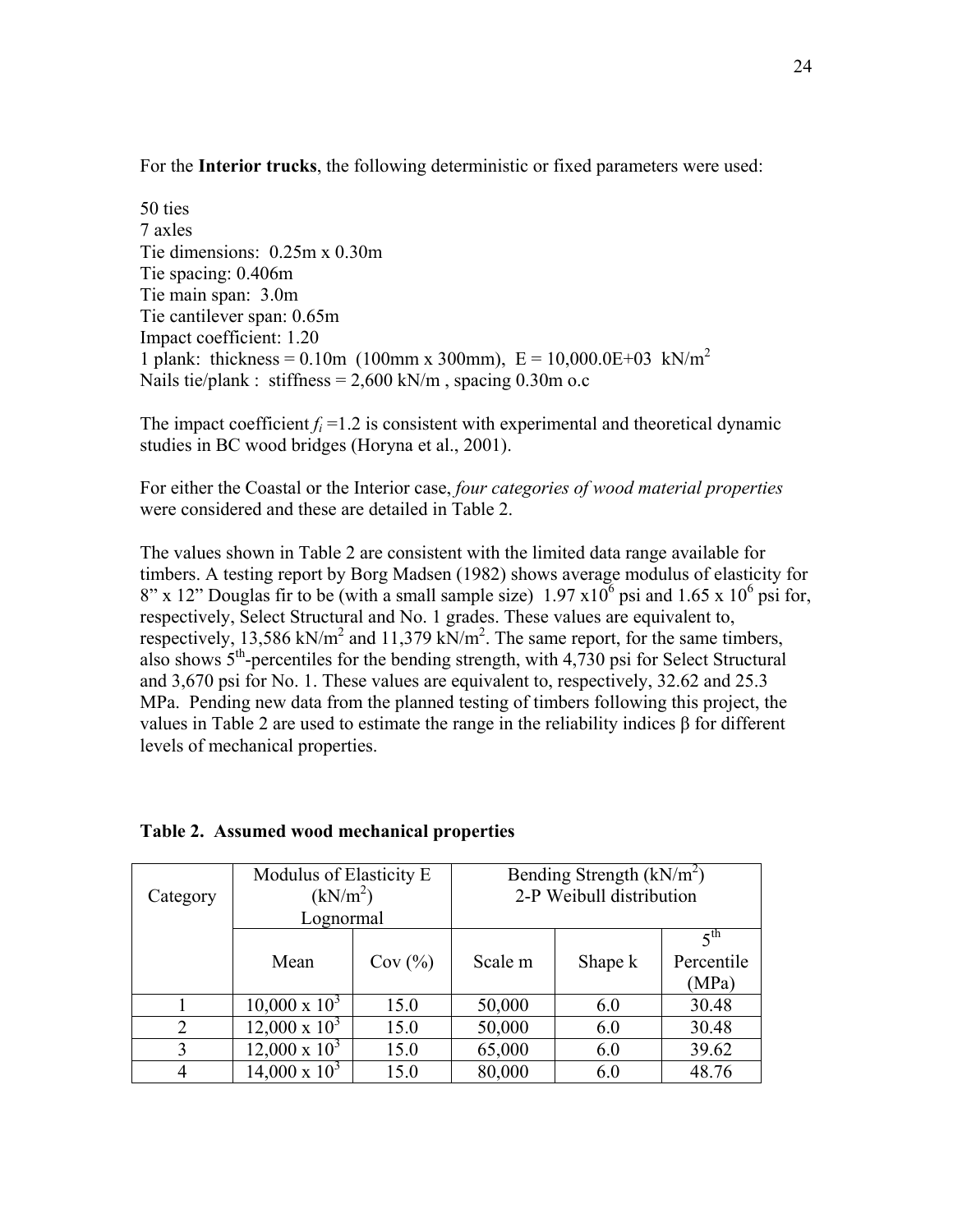For the **Interior trucks**, the following deterministic or fixed parameters were used:

50 ties  
7 axles  
Tie dimensions: 0.25m x 0.30m  
Tie spacing: 0.406m  
Tie main span: 3.0m  
Tie cantilever span: 0.65m  
Impact coefficient: 1.20  
1 plank: thickness = 0.10m (100mm x 300mm), E = 10,000.0E+03 $kN/m^2$  
Nails tie/plank : stiffness = 2,600 kN/m , spacing 0.30m o.c

The impact coefficient $f_i$ =1.2 is consistent with experimental and theoretical dynamic studies in BC wood bridges (Horyna et al., 2001).

For either the Coastal or the Interior case, *four categories of wood material properties* were considered and these are detailed in Table 2.

The values shown in Table 2 are consistent with the limited data range available for timbers. A testing report by Borg Madsen (1982) shows average modulus of elasticity for 8" x 12" Douglas fir to be (with a small sample size) $1.97 \times 10^6$ psi and $1.65 \times 10^6$ psi for, respectively, Select Structural and No. 1 grades. These values are equivalent to, respectively, 13,586 $kN/m^2$ and 11,379 $kN/m^2$. The same report, for the same timbers, also shows $5^{th}$-percentiles for the bending strength, with 4,730 psi for Select Structural and 3,670 psi for No. 1. These values are equivalent to, respectively, 32.62 and 25.3 MPa. Pending new data from the planned testing of timbers following this project, the values in Table 2 are used to estimate the range in the reliability indices β for different levels of mechanical properties.

**Table 2. Assumed wood mechanical properties**

| Category | Modulus of Elasticity E ($kN/m^2$) Lognormal | | Bending Strength ($kN/m^2$) 2-P Weibull distribution | | |
|---|---|---|---|---|---|
| | Mean | Cov (%) | Scale m | Shape k | $5^{th}$ Percentile (MPa) |
| 1 | $10,000 \times 10^3$ | 15.0 | 50,000 | 6.0 | 30.48 |
| 2 | $12,000 \times 10^3$ | 15.0 | 50,000 | 6.0 | 30.48 |
| 3 | $12,000 \times 10^3$ | 15.0 | 65,000 | 6.0 | 39.62 |
| 4 | $14,000 \times 10^3$ | 15.0 | 80,000 | 6.0 | 48.76 |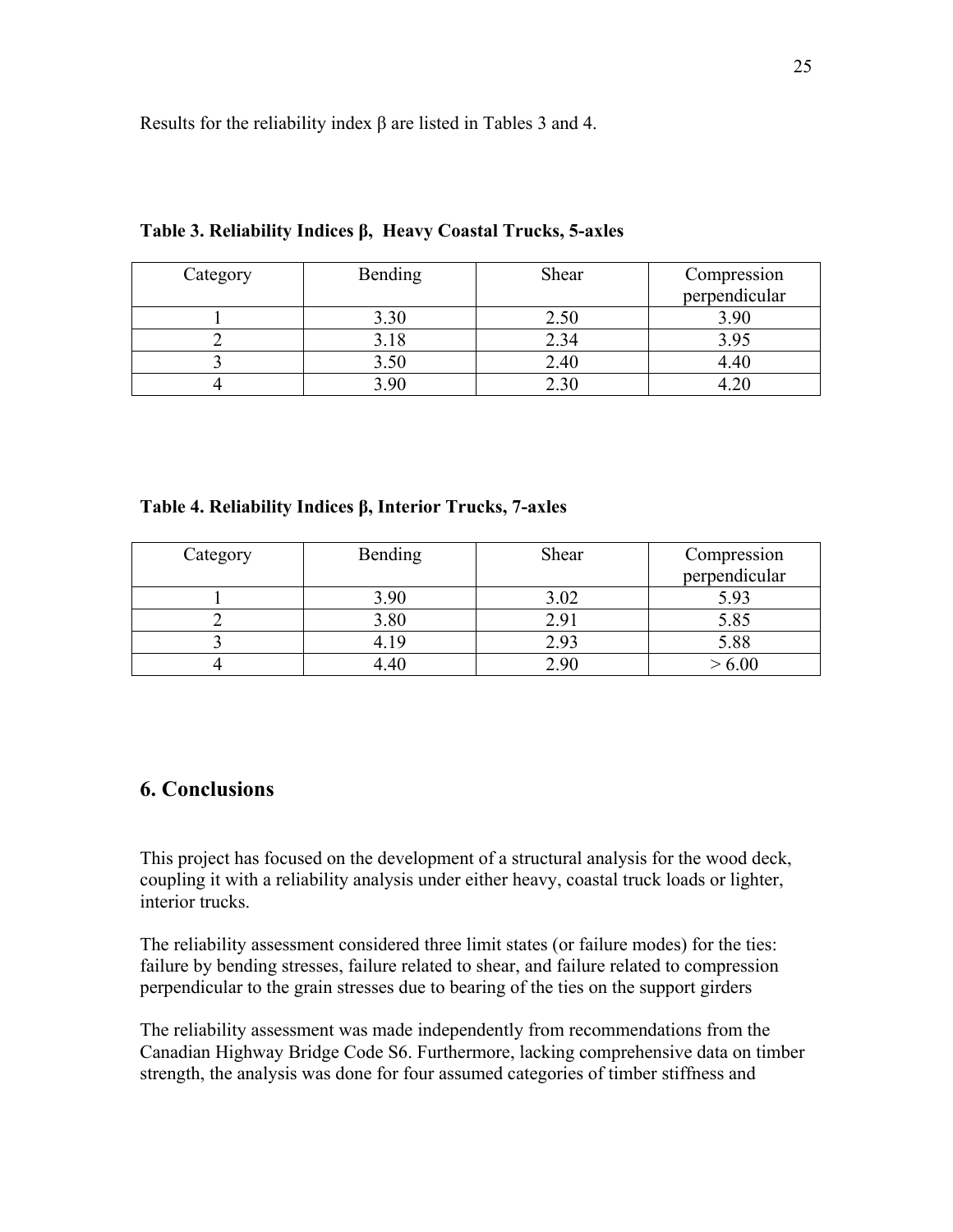Results for the reliability index β are listed in Tables 3 and 4.

**Table 3. Reliability Indices β, Heavy Coastal Trucks, 5-axles**

| Category | Bending | Shear | Compression perpendicular |
|---|---|---|---|
| 1 | 3.30 | 2.50 | 3.90 |
| 2 | 3.18 | 2.34 | 3.95 |
| 3 | 3.50 | 2.40 | 4.40 |
| 4 | 3.90 | 2.30 | 4.20 |

**Table 4. Reliability Indices β, Interior Trucks, 7-axles**

| Category | Bending | Shear | Compression perpendicular |
|---|---|---|---|
| 1 | 3.90 | 3.02 | 5.93 |
| 2 | 3.80 | 2.91 | 5.85 |
| 3 | 4.19 | 2.93 | 5.88 |
| 4 | 4.40 | 2.90 | > 6.00 |

## 6. Conclusions

This project has focused on the development of a structural analysis for the wood deck, coupling it with a reliability analysis under either heavy, coastal truck loads or lighter, interior trucks.

The reliability assessment considered three limit states (or failure modes) for the ties: failure by bending stresses, failure related to shear, and failure related to compression perpendicular to the grain stresses due to bearing of the ties on the support girders

The reliability assessment was made independently from recommendations from the Canadian Highway Bridge Code S6. Furthermore, lacking comprehensive data on timber strength, the analysis was done for four assumed categories of timber stiffness and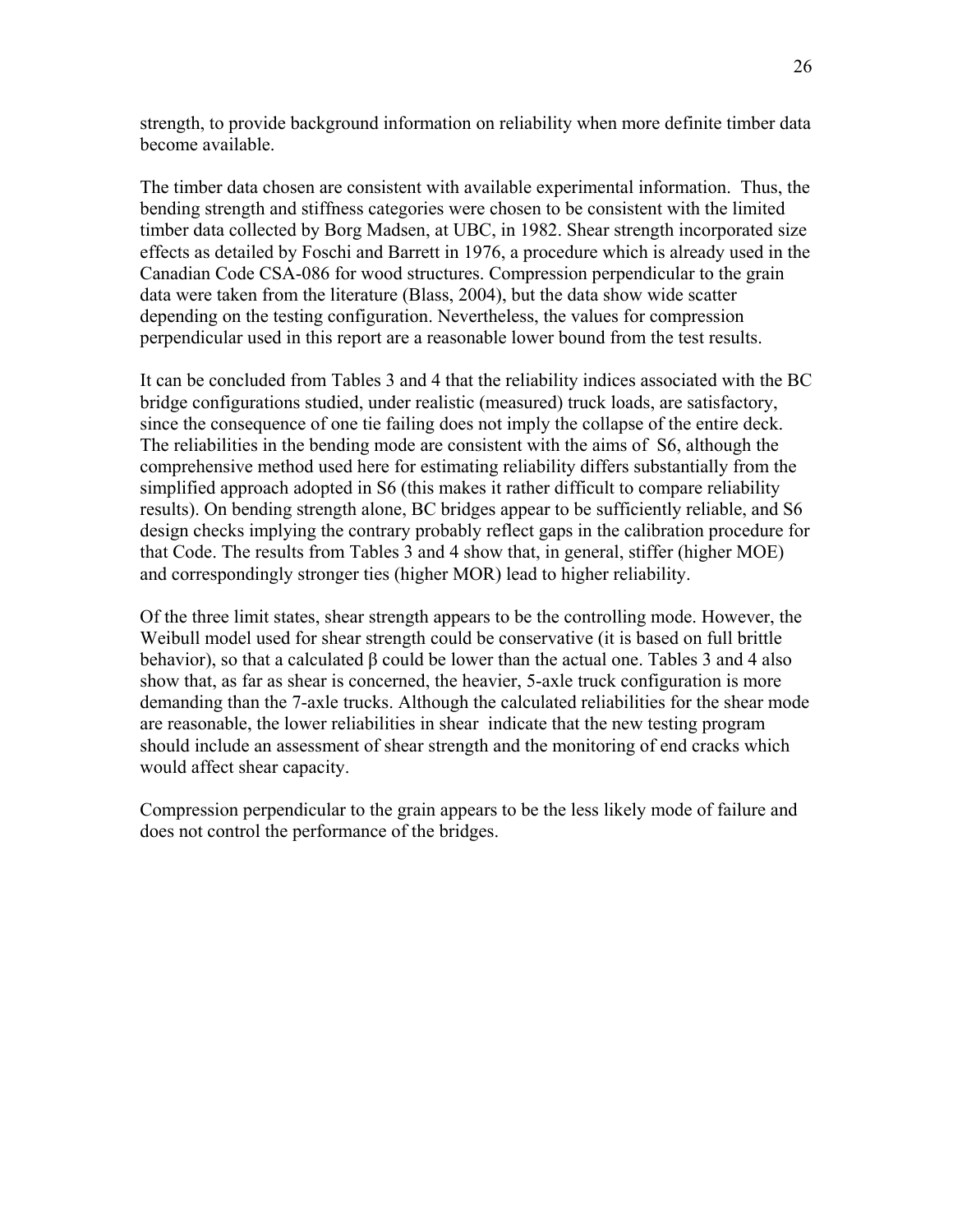strength, to provide background information on reliability when more definite timber data become available.

The timber data chosen are consistent with available experimental information. Thus, the bending strength and stiffness categories were chosen to be consistent with the limited timber data collected by Borg Madsen, at UBC, in 1982. Shear strength incorporated size effects as detailed by Foschi and Barrett in 1976, a procedure which is already used in the Canadian Code CSA-086 for wood structures. Compression perpendicular to the grain data were taken from the literature (Blass, 2004), but the data show wide scatter depending on the testing configuration. Nevertheless, the values for compression perpendicular used in this report are a reasonable lower bound from the test results.

It can be concluded from Tables 3 and 4 that the reliability indices associated with the BC bridge configurations studied, under realistic (measured) truck loads, are satisfactory, since the consequence of one tie failing does not imply the collapse of the entire deck. The reliabilities in the bending mode are consistent with the aims of S6, although the comprehensive method used here for estimating reliability differs substantially from the simplified approach adopted in S6 (this makes it rather difficult to compare reliability results). On bending strength alone, BC bridges appear to be sufficiently reliable, and S6 design checks implying the contrary probably reflect gaps in the calibration procedure for that Code. The results from Tables 3 and 4 show that, in general, stiffer (higher MOE) and correspondingly stronger ties (higher MOR) lead to higher reliability.

Of the three limit states, shear strength appears to be the controlling mode. However, the Weibull model used for shear strength could be conservative (it is based on full brittle behavior), so that a calculated $\beta$ could be lower than the actual one. Tables 3 and 4 also show that, as far as shear is concerned, the heavier, 5-axle truck configuration is more demanding than the 7-axle trucks. Although the calculated reliabilities for the shear mode are reasonable, the lower reliabilities in shear indicate that the new testing program should include an assessment of shear strength and the monitoring of end cracks which would affect shear capacity.

Compression perpendicular to the grain appears to be the less likely mode of failure and does not control the performance of the bridges.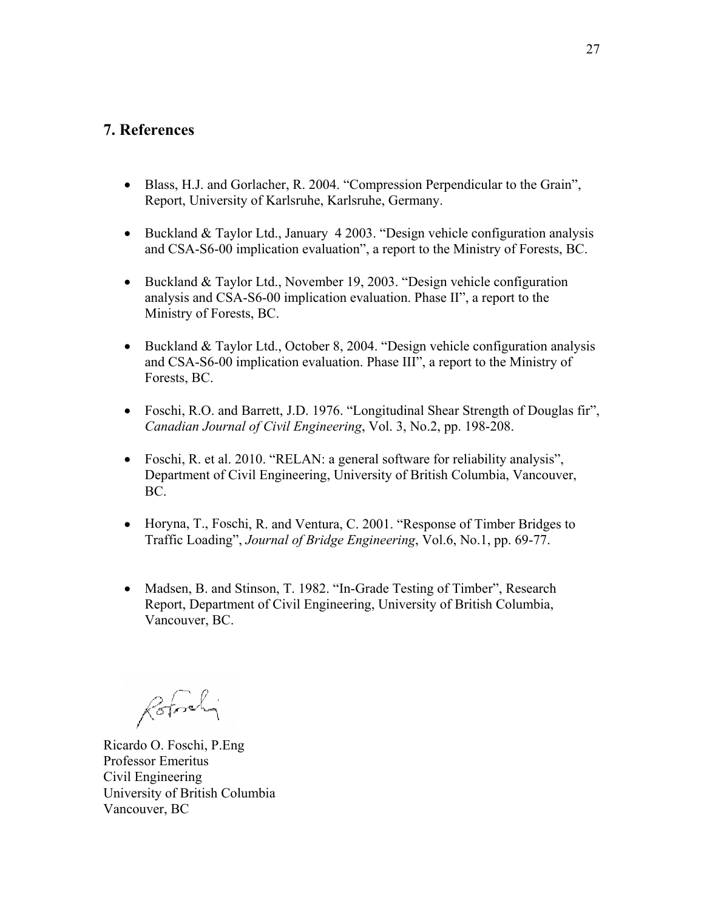## 7. References

- Blass, H.J. and Gorlacher, R. 2004. "Compression Perpendicular to the Grain", Report, University of Karlsruhe, Karlsruhe, Germany.

- Buckland & Taylor Ltd., January 4 2003. "Design vehicle configuration analysis and CSA-S6-00 implication evaluation", a report to the Ministry of Forests, BC.

- Buckland & Taylor Ltd., November 19, 2003. "Design vehicle configuration analysis and CSA-S6-00 implication evaluation. Phase II", a report to the Ministry of Forests, BC.

- Buckland & Taylor Ltd., October 8, 2004. "Design vehicle configuration analysis and CSA-S6-00 implication evaluation. Phase III", a report to the Ministry of Forests, BC.

- Foschi, R.O. and Barrett, J.D. 1976. "Longitudinal Shear Strength of Douglas fir", *Canadian Journal of Civil Engineering*, Vol. 3, No.2, pp. 198-208.

- Foschi, R. et al. 2010. "RELAN: a general software for reliability analysis", Department of Civil Engineering, University of British Columbia, Vancouver, BC.

- Horyna, T., Foschi, R. and Ventura, C. 2001. "Response of Timber Bridges to Traffic Loading", *Journal of Bridge Engineering*, Vol.6, No.1, pp. 69-77.

- Madsen, B. and Stinson, T. 1982. "In-Grade Testing of Timber", Research Report, Department of Civil Engineering, University of British Columbia, Vancouver, BC.

Ricardo O. Foschi, P.Eng
Professor Emeritus
Civil Engineering
University of British Columbia
Vancouver, BC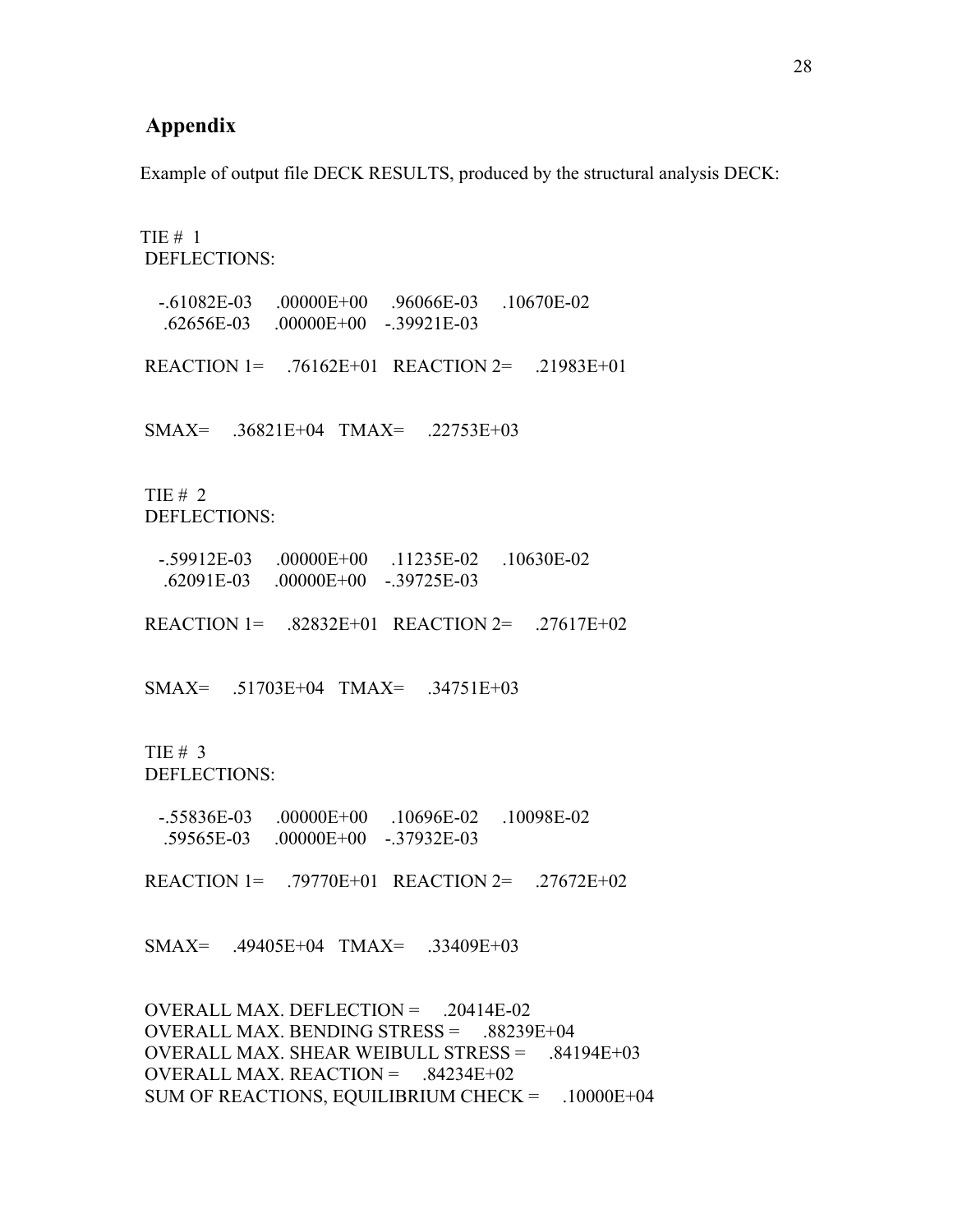## Appendix

Example of output file DECK RESULTS, produced by the structural analysis DECK:

```
TIE #  1
DEFLECTIONS:

  -.61082E-03    .00000E+00    .96066E-03    .10670E-02
   .62656E-03    .00000E+00   -.39921E-03

REACTION 1=    .76162E+01   REACTION 2=    .21983E+01


SMAX=    .36821E+04   TMAX=    .22753E+03


TIE #  2
DEFLECTIONS:

  -.59912E-03    .00000E+00    .11235E-02    .10630E-02
   .62091E-03    .00000E+00   -.39725E-03

REACTION 1=    .82832E+01   REACTION 2=    .27617E+02


SMAX=    .51703E+04   TMAX=    .34751E+03


TIE #  3
DEFLECTIONS:

  -.55836E-03    .00000E+00    .10696E-02    .10098E-02
   .59565E-03    .00000E+00   -.37932E-03

REACTION 1=    .79770E+01   REACTION 2=    .27672E+02


SMAX=    .49405E+04   TMAX=    .33409E+03


OVERALL MAX. DEFLECTION =    .20414E-02
OVERALL MAX. BENDING STRESS =    .88239E+04
OVERALL MAX. SHEAR WEIBULL STRESS =    .84194E+03
OVERALL MAX. REACTION =    .84234E+02
SUM OF REACTIONS, EQUILIBRIUM CHECK =    .10000E+04
```